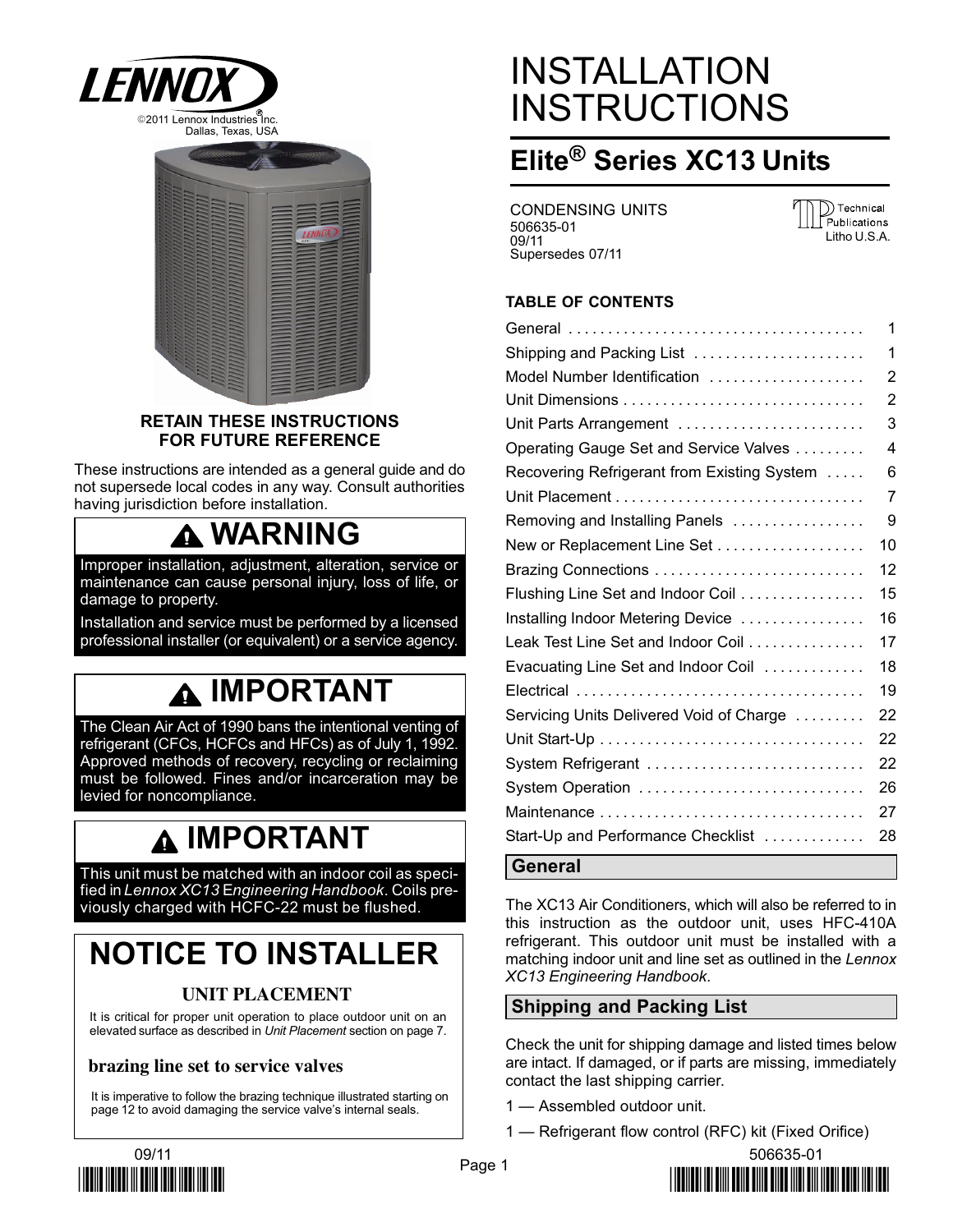LENNOX

©2011 Lennox Industries® Inc.
Dallas, Texas, USA

# INSTALLATION INSTRUCTIONS

## Elite® Series XC13 Units

CONDENSING UNITS
506635-01
09/11
Supersedes 07/11

Technical Publications
Litho U.S.A.

**RETAIN THESE INSTRUCTIONS FOR FUTURE REFERENCE**

These instructions are intended as a general guide and do not supersede local codes in any way. Consult authorities having jurisdiction before installation.

> **⚠ WARNING**
>
> Improper installation, adjustment, alteration, service or maintenance can cause personal injury, loss of life, or damage to property.
>
> Installation and service must be performed by a licensed professional installer (or equivalent) or a service agency.

> **⚠ IMPORTANT**
>
> The Clean Air Act of 1990 bans the intentional venting of refrigerant (CFCs, HCFCs and HFCs) as of July 1, 1992. Approved methods of recovery, recycling or reclaiming must be followed. Fines and/or incarceration may be levied for noncompliance.

> **⚠ IMPORTANT**
>
> This unit must be matched with an indoor coil as specified in *Lennox XC13 Engineering Handbook*. Coils previously charged with HCFC-22 must be flushed.

> **NOTICE TO INSTALLER**
>
> **UNIT PLACEMENT**
>
> It is critical for proper unit operation to place outdoor unit on an elevated surface as described in *Unit Placement* section on page 7.
>
> **brazing line set to service valves**
>
> It is imperative to follow the brazing technique illustrated starting on page 12 to avoid damaging the service valve's internal seals.

**TABLE OF CONTENTS**

| | |
|---|---|
| General | 1 |
| Shipping and Packing List | 1 |
| Model Number Identification | 2 |
| Unit Dimensions | 2 |
| Unit Parts Arrangement | 3 |
| Operating Gauge Set and Service Valves | 4 |
| Recovering Refrigerant from Existing System | 6 |
| Unit Placement | 7 |
| Removing and Installing Panels | 9 |
| New or Replacement Line Set | 10 |
| Brazing Connections | 12 |
| Flushing Line Set and Indoor Coil | 15 |
| Installing Indoor Metering Device | 16 |
| Leak Test Line Set and Indoor Coil | 17 |
| Evacuating Line Set and Indoor Coil | 18 |
| Electrical | 19 |
| Servicing Units Delivered Void of Charge | 22 |
| Unit Start-Up | 22 |
| System Refrigerant | 22 |
| System Operation | 26 |
| Maintenance | 27 |
| Start-Up and Performance Checklist | 28 |

## General

The XC13 Air Conditioners, which will also be referred to in this instruction as the outdoor unit, uses HFC-410A refrigerant. This outdoor unit must be installed with a matching indoor unit and line set as outlined in the *Lennox XC13 Engineering Handbook*.

## Shipping and Packing List

Check the unit for shipping damage and listed times below are intact. If damaged, or if parts are missing, immediately contact the last shipping carrier.

1 — Assembled outdoor unit.

1 — Refrigerant flow control (RFC) kit (Fixed Orifice)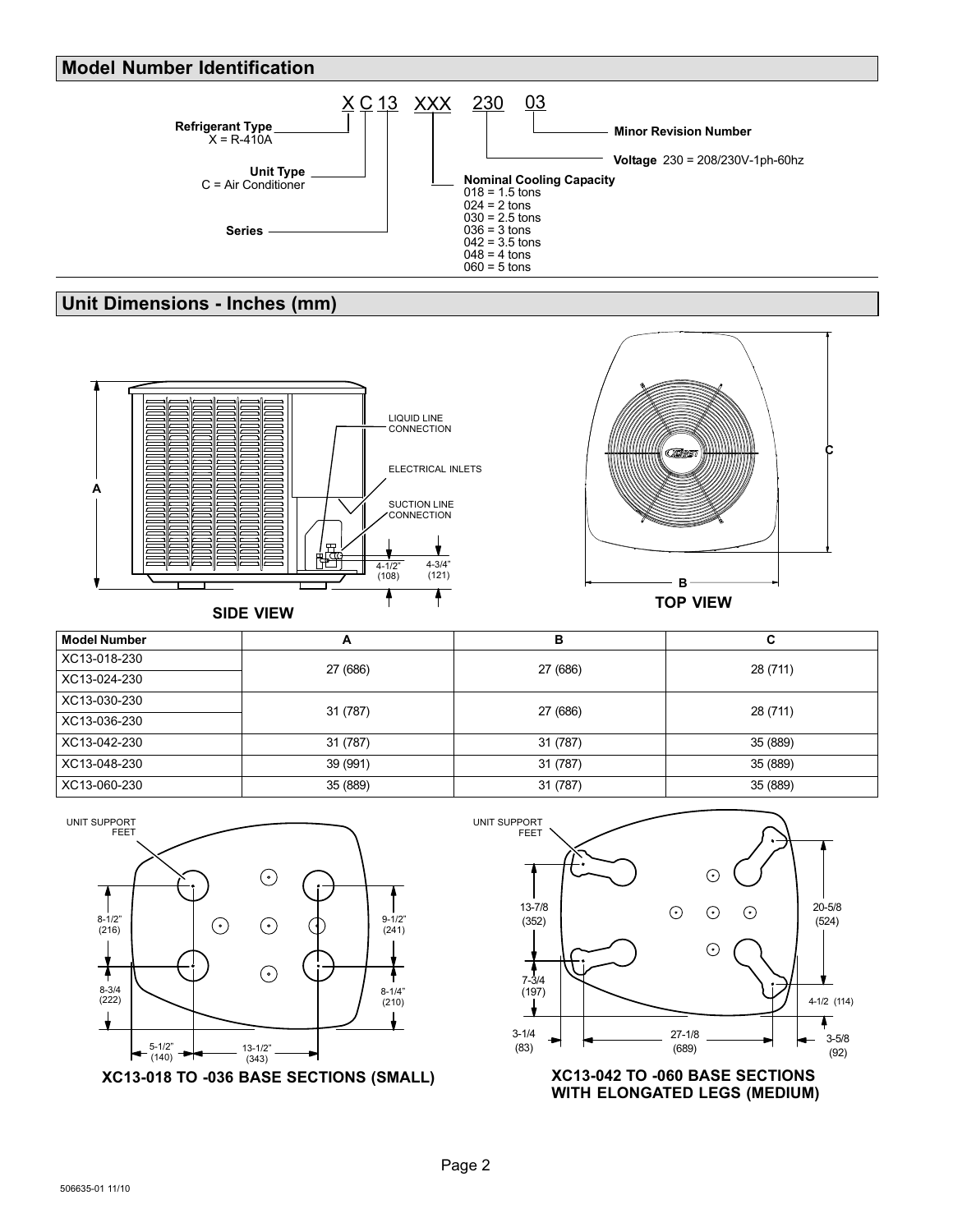## Model Number Identification

X C 13 XXX 230 03

- **Refrigerant Type** X = R-410A
- **Unit Type** C = Air Conditioner
- **Series**
- **Nominal Cooling Capacity**
  - 018 = 1.5 tons
  - 024 = 2 tons
  - 030 = 2.5 tons
  - 036 = 3 tons
  - 042 = 3.5 tons
  - 048 = 4 tons
  - 060 = 5 tons
- **Voltage** 230 = 208/230V-1ph-60hz
- **Minor Revision Number**

## Unit Dimensions - Inches (mm)

LIQUID LINE CONNECTION

ELECTRICAL INLETS

SUCTION LINE CONNECTION

4-1/2" (108)

4-3/4" (121)

**SIDE VIEW**

**TOP VIEW**

| Model Number | A | B | C |
|---|---|---|---|
| XC13-018-230 | 27 (686) | 27 (686) | 28 (711) |
| XC13-024-230 | | | |
| XC13-030-230 | 31 (787) | 27 (686) | 28 (711) |
| XC13-036-230 | | | |
| XC13-042-230 | 31 (787) | 31 (787) | 35 (889) |
| XC13-048-230 | 39 (991) | 31 (787) | 35 (889) |
| XC13-060-230 | 35 (889) | 31 (787) | 35 (889) |

UNIT SUPPORT FEET

8-1/2" (216)

8-3/4 (222)

5-1/2" (140)

13-1/2" (343)

9-1/2" (241)

8-1/4" (210)

**XC13-018 TO -036 BASE SECTIONS (SMALL)**

UNIT SUPPORT FEET

13-7/8 (352)

7-3/4 (197)

3-1/4 (83)

27-1/8 (689)

20-5/8 (524)

4-1/2 (114)

3-5/8 (92)

**XC13-042 TO -060 BASE SECTIONS WITH ELONGATED LEGS (MEDIUM)**

506635-01 11/10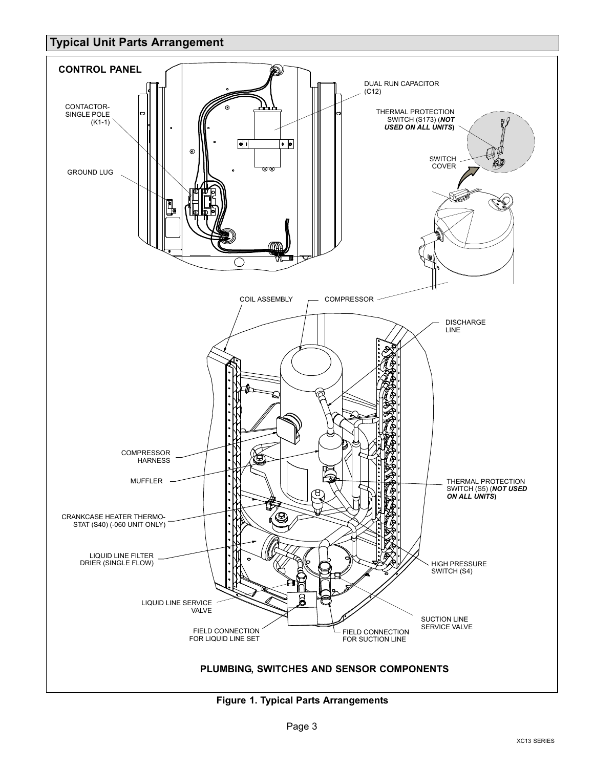## Typical Unit Parts Arrangement

**CONTROL PANEL**

CONTACTOR-SINGLE POLE (K1-1)

GROUND LUG

DUAL RUN CAPACITOR (C12)

THERMAL PROTECTION SWITCH (S173) (***NOT USED ON ALL UNITS***)

SWITCH COVER

COIL ASSEMBLY

COMPRESSOR

DISCHARGE LINE

COMPRESSOR HARNESS

MUFFLER

THERMAL PROTECTION SWITCH (S5) (***NOT USED ON ALL UNITS***)

CRANKCASE HEATER THERMOSTAT (S40) (-060 UNIT ONLY)

LIQUID LINE FILTER DRIER (SINGLE FLOW)

HIGH PRESSURE SWITCH (S4)

LIQUID LINE SERVICE VALVE

SUCTION LINE SERVICE VALVE

FIELD CONNECTION FOR LIQUID LINE SET

FIELD CONNECTION FOR SUCTION LINE

**PLUMBING, SWITCHES AND SENSOR COMPONENTS**

**Figure 1. Typical Parts Arrangements**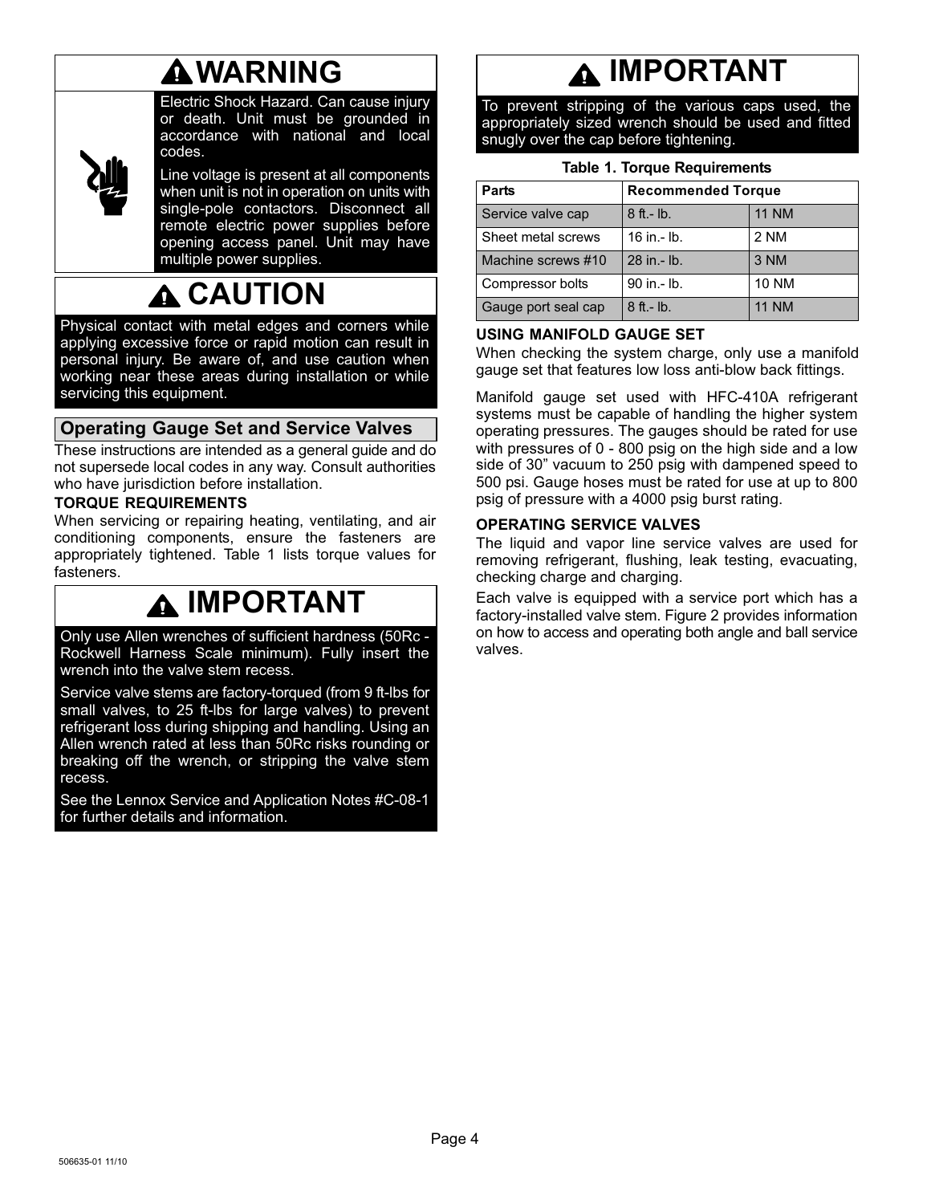## WARNING

Electric Shock Hazard. Can cause injury or death. Unit must be grounded in accordance with national and local codes.

Line voltage is present at all components when unit is not in operation on units with single-pole contactors. Disconnect all remote electric power supplies before opening access panel. Unit may have multiple power supplies.

## CAUTION

Physical contact with metal edges and corners while applying excessive force or rapid motion can result in personal injury. Be aware of, and use caution when working near these areas during installation or while servicing this equipment.

## Operating Gauge Set and Service Valves

These instructions are intended as a general guide and do not supersede local codes in any way. Consult authorities who have jurisdiction before installation.

### TORQUE REQUIREMENTS

When servicing or repairing heating, ventilating, and air conditioning components, ensure the fasteners are appropriately tightened. Table 1 lists torque values for fasteners.

## IMPORTANT

Only use Allen wrenches of sufficient hardness (50Rc - Rockwell Harness Scale minimum). Fully insert the wrench into the valve stem recess.

Service valve stems are factory-torqued (from 9 ft-lbs for small valves, to 25 ft-lbs for large valves) to prevent refrigerant loss during shipping and handling. Using an Allen wrench rated at less than 50Rc risks rounding or breaking off the wrench, or stripping the valve stem recess.

See the Lennox Service and Application Notes #C-08-1 for further details and information.

## IMPORTANT

To prevent stripping of the various caps used, the appropriately sized wrench should be used and fitted snugly over the cap before tightening.

**Table 1. Torque Requirements**

| Parts | Recommended Torque | |
|---|---|---|
| Service valve cap | 8 ft.- lb. | 11 NM |
| Sheet metal screws | 16 in.- lb. | 2 NM |
| Machine screws #10 | 28 in.- lb. | 3 NM |
| Compressor bolts | 90 in.- lb. | 10 NM |
| Gauge port seal cap | 8 ft.- lb. | 11 NM |

### USING MANIFOLD GAUGE SET

When checking the system charge, only use a manifold gauge set that features low loss anti-blow back fittings.

Manifold gauge set used with HFC-410A refrigerant systems must be capable of handling the higher system operating pressures. The gauges should be rated for use with pressures of 0 - 800 psig on the high side and a low side of 30" vacuum to 250 psig with dampened speed to 500 psi. Gauge hoses must be rated for use at up to 800 psig of pressure with a 4000 psig burst rating.

### OPERATING SERVICE VALVES

The liquid and vapor line service valves are used for removing refrigerant, flushing, leak testing, evacuating, checking charge and charging.

Each valve is equipped with a service port which has a factory-installed valve stem. Figure 2 provides information on how to access and operating both angle and ball service valves.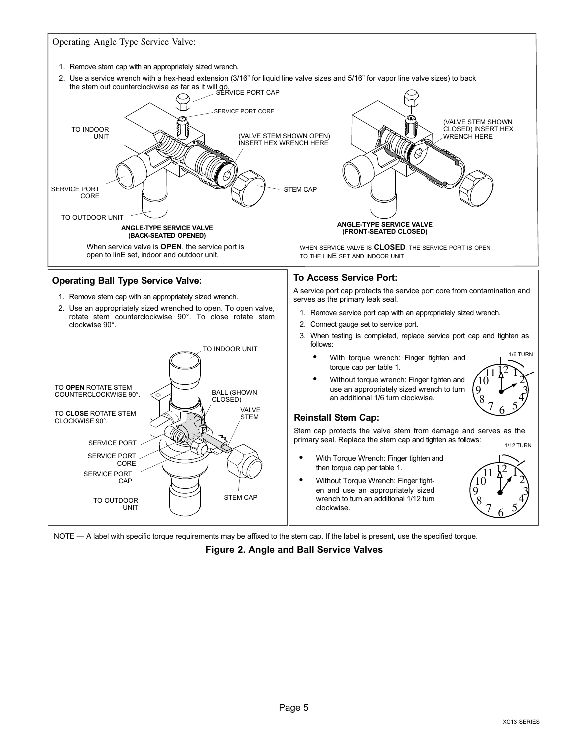Operating Angle Type Service Valve:

1. Remove stem cap with an appropriately sized wrench.
2. Use a service wrench with a hex-head extension (3/16” for liquid line valve sizes and 5/16” for vapor line valve sizes) to back the stem out counterclockwise as far as it will go.

SERVICE PORT CAP

SERVICE PORT CORE

TO INDOOR UNIT

(VALVE STEM SHOWN OPEN) INSERT HEX WRENCH HERE

SERVICE PORT CORE

STEM CAP

TO OUTDOOR UNIT

**ANGLE-TYPE SERVICE VALVE (BACK-SEATED OPENED)**

When service valve is **OPEN**, the service port is open to linE set, indoor and outdoor unit.

(VALVE STEM SHOWN CLOSED) INSERT HEX WRENCH HERE

**ANGLE-TYPE SERVICE VALVE (FRONT-SEATED CLOSED)**

WHEN SERVICE VALVE IS **CLOSED**, THE SERVICE PORT IS OPEN TO THE LINE SET AND INDOOR UNIT.

## Operating Ball Type Service Valve:

1. Remove stem cap with an appropriately sized wrench.
2. Use an appropriately sized wrenched to open. To open valve, rotate stem counterclockwise 90°. To close rotate stem clockwise 90°.

TO INDOOR UNIT

TO **OPEN** ROTATE STEM COUNTERCLOCKWISE 90°.

TO **CLOSE** ROTATE STEM CLOCKWISE 90°.

BALL (SHOWN CLOSED)

VALVE STEM

SERVICE PORT

SERVICE PORT CORE

SERVICE PORT CAP

TO OUTDOOR UNIT

STEM CAP

## To Access Service Port:

A service port cap protects the service port core from contamination and serves as the primary leak seal.

1. Remove service port cap with an appropriately sized wrench.
2. Connect gauge set to service port.
3. When testing is completed, replace service port cap and tighten as follows:
   - With torque wrench: Finger tighten and torque cap per table 1.
   - Without torque wrench: Finger tighten and use an appropriately sized wrench to turn an additional 1/6 turn clockwise.

1/6 TURN

## Reinstall Stem Cap:

Stem cap protects the valve stem from damage and serves as the primary seal. Replace the stem cap and tighten as follows:

- With Torque Wrench: Finger tighten and then torque cap per table 1.
- Without Torque Wrench: Finger tighten and use an appropriately sized wrench to turn an additional 1/12 turn clockwise.

1/12 TURN

NOTE — A label with specific torque requirements may be affixed to the stem cap. If the label is present, use the specified torque.

**Figure 2. Angle and Ball Service Valves**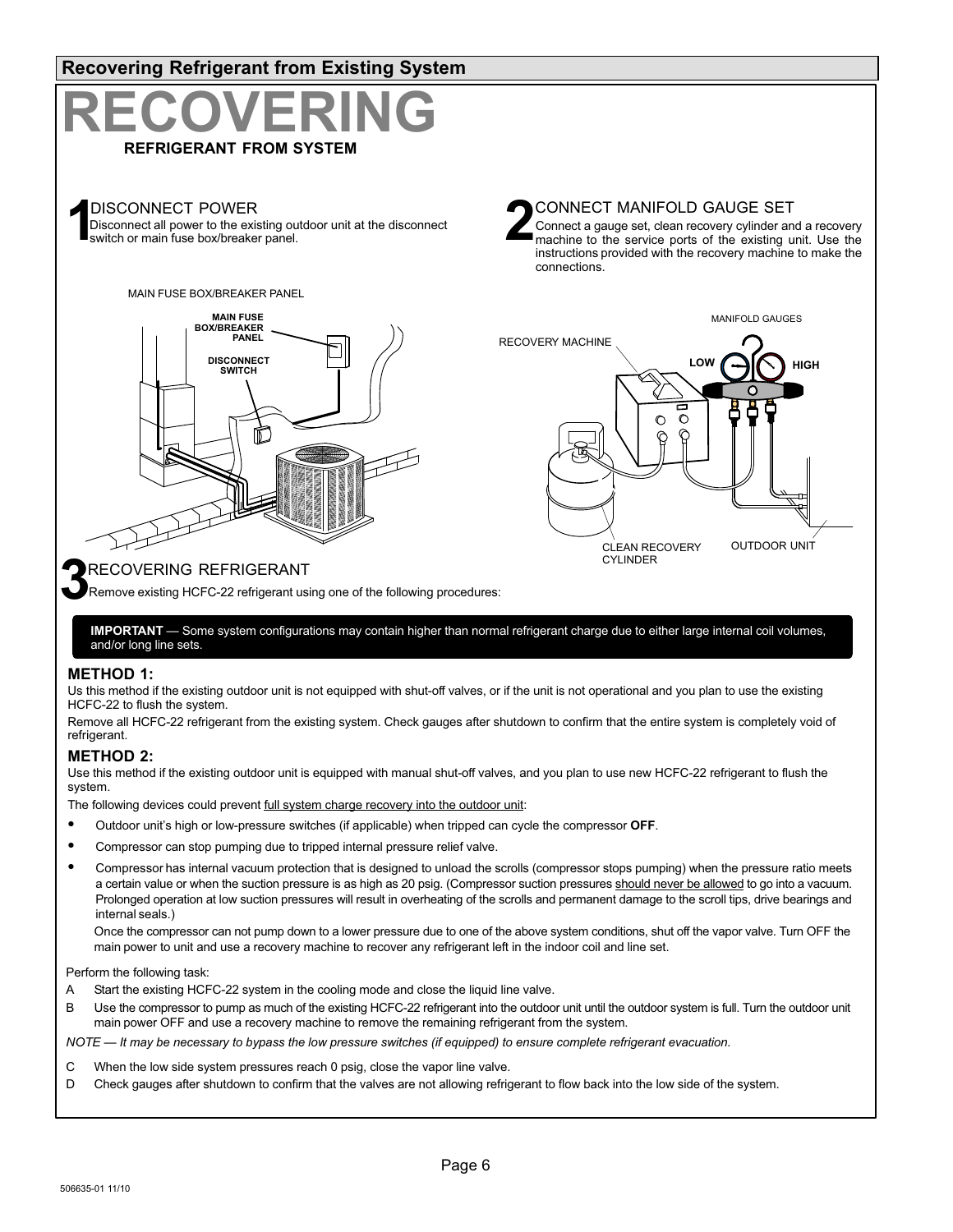## Recovering Refrigerant from Existing System

# RECOVERING

**REFRIGERANT FROM SYSTEM**

### 1 DISCONNECT POWER

Disconnect all power to the existing outdoor unit at the disconnect switch or main fuse box/breaker panel.

MAIN FUSE BOX/BREAKER PANEL

MAIN FUSE BOX/BREAKER PANEL

DISCONNECT SWITCH

### 2 CONNECT MANIFOLD GAUGE SET

Connect a gauge set, clean recovery cylinder and a recovery machine to the service ports of the existing unit. Use the instructions provided with the recovery machine to make the connections.

MANIFOLD GAUGES

RECOVERY MACHINE

LOW

HIGH

CLEAN RECOVERY CYLINDER

OUTDOOR UNIT

### 3 RECOVERING REFRIGERANT

Remove existing HCFC-22 refrigerant using one of the following procedures:

**IMPORTANT** — Some system configurations may contain higher than normal refrigerant charge due to either large internal coil volumes, and/or long line sets.

**METHOD 1:**

Us this method if the existing outdoor unit is not equipped with shut-off valves, or if the unit is not operational and you plan to use the existing HCFC-22 to flush the system.

Remove all HCFC-22 refrigerant from the existing system. Check gauges after shutdown to confirm that the entire system is completely void of refrigerant.

**METHOD 2:**

Use this method if the existing outdoor unit is equipped with manual shut-off valves, and you plan to use new HCFC-22 refrigerant to flush the system.

The following devices could prevent full system charge recovery into the outdoor unit:

- Outdoor unit's high or low-pressure switches (if applicable) when tripped can cycle the compressor **OFF**.
- Compressor can stop pumping due to tripped internal pressure relief valve.
- Compressor has internal vacuum protection that is designed to unload the scrolls (compressor stops pumping) when the pressure ratio meets a certain value or when the suction pressure is as high as 20 psig. (Compressor suction pressures should never be allowed to go into a vacuum. Prolonged operation at low suction pressures will result in overheating of the scrolls and permanent damage to the scroll tips, drive bearings and internal seals.)

  Once the compressor can not pump down to a lower pressure due to one of the above system conditions, shut off the vapor valve. Turn OFF the main power to unit and use a recovery machine to recover any refrigerant left in the indoor coil and line set.

Perform the following task:

A Start the existing HCFC-22 system in the cooling mode and close the liquid line valve.

B Use the compressor to pump as much of the existing HCFC-22 refrigerant into the outdoor unit until the outdoor system is full. Turn the outdoor unit main power OFF and use a recovery machine to remove the remaining refrigerant from the system.

*NOTE — It may be necessary to bypass the low pressure switches (if equipped) to ensure complete refrigerant evacuation.*

C When the low side system pressures reach 0 psig, close the vapor line valve.

D Check gauges after shutdown to confirm that the valves are not allowing refrigerant to flow back into the low side of the system.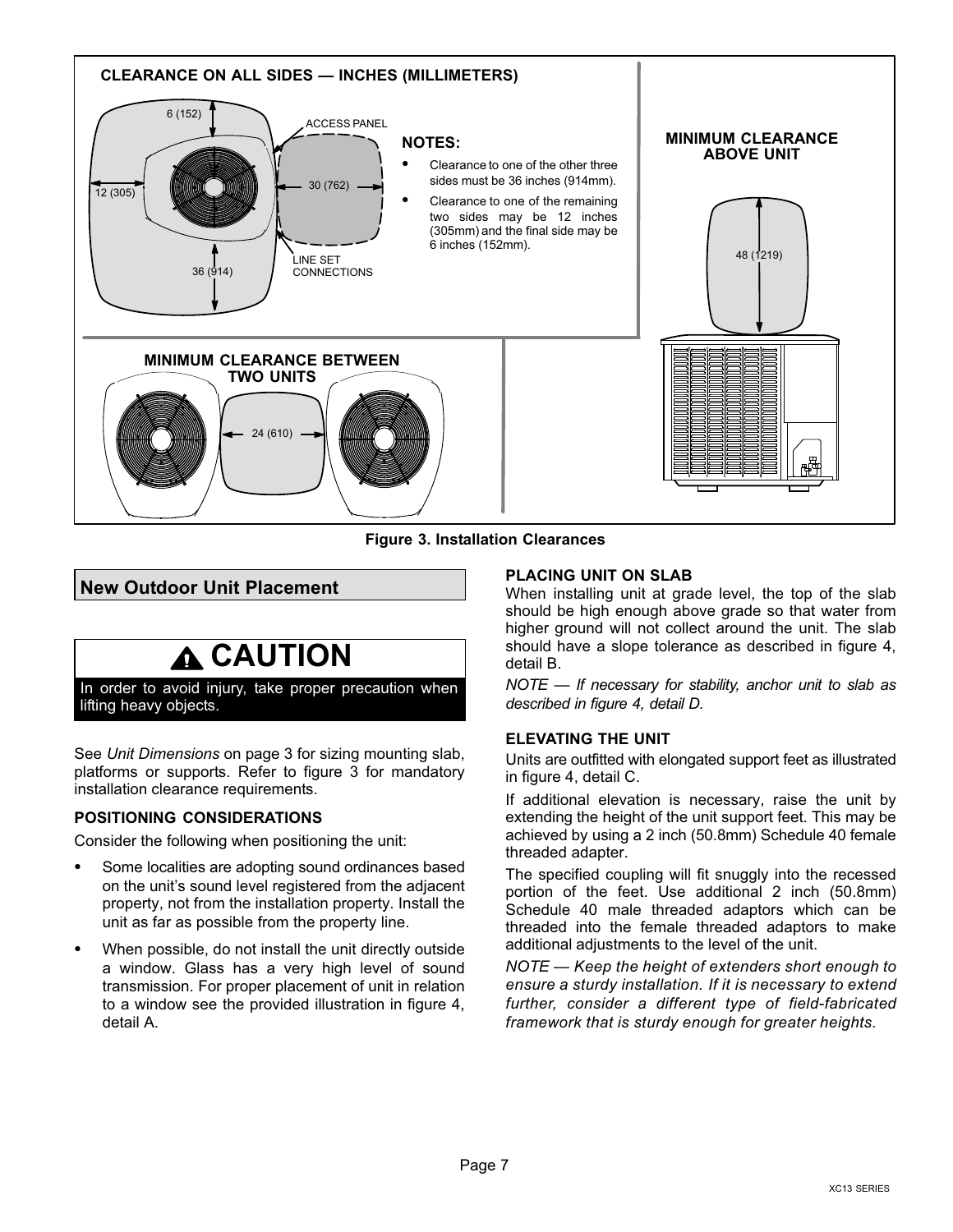**CLEARANCE ON ALL SIDES — INCHES (MILLIMETERS)**

6 (152)

ACCESS PANEL

12 (305)

30 (762)

36 (914)

LINE SET CONNECTIONS

**NOTES:**

- Clearance to one of the other three sides must be 36 inches (914mm).
- Clearance to one of the remaining two sides may be 12 inches (305mm) and the final side may be 6 inches (152mm).

**MINIMUM CLEARANCE ABOVE UNIT**

48 (1219)

**MINIMUM CLEARANCE BETWEEN TWO UNITS**

24 (610)

**Figure 3. Installation Clearances**

## New Outdoor Unit Placement

**⚠ CAUTION**

In order to avoid injury, take proper precaution when lifting heavy objects.

See *Unit Dimensions* on page 3 for sizing mounting slab, platforms or supports. Refer to figure 3 for mandatory installation clearance requirements.

### POSITIONING CONSIDERATIONS

Consider the following when positioning the unit:

- Some localities are adopting sound ordinances based on the unit's sound level registered from the adjacent property, not from the installation property. Install the unit as far as possible from the property line.
- When possible, do not install the unit directly outside a window. Glass has a very high level of sound transmission. For proper placement of unit in relation to a window see the provided illustration in figure 4, detail A.

### PLACING UNIT ON SLAB

When installing unit at grade level, the top of the slab should be high enough above grade so that water from higher ground will not collect around the unit. The slab should have a slope tolerance as described in figure 4, detail B.

*NOTE — If necessary for stability, anchor unit to slab as described in figure 4, detail D.*

### ELEVATING THE UNIT

Units are outfitted with elongated support feet as illustrated in figure 4, detail C.

If additional elevation is necessary, raise the unit by extending the height of the unit support feet. This may be achieved by using a 2 inch (50.8mm) Schedule 40 female threaded adapter.

The specified coupling will fit snuggly into the recessed portion of the feet. Use additional 2 inch (50.8mm) Schedule 40 male threaded adaptors which can be threaded into the female threaded adaptors to make additional adjustments to the level of the unit.

*NOTE — Keep the height of extenders short enough to ensure a sturdy installation. If it is necessary to extend further, consider a different type of field-fabricated framework that is sturdy enough for greater heights.*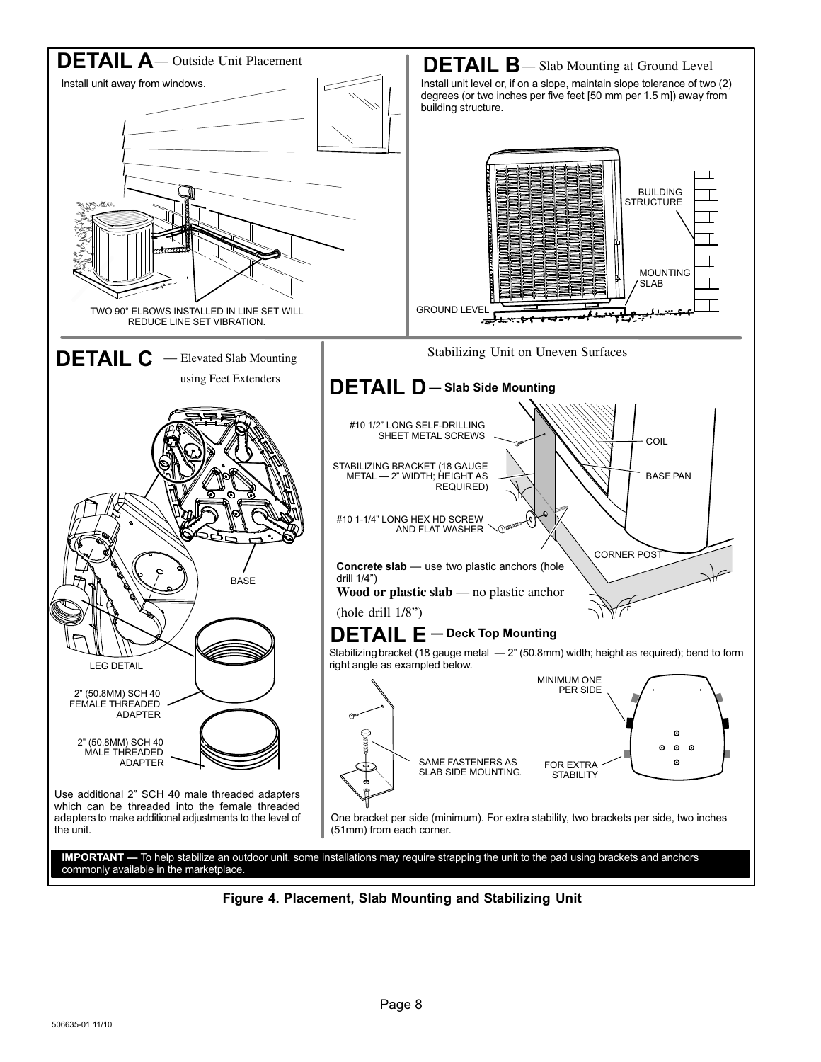## DETAIL A — Outside Unit Placement

Install unit away from windows.

TWO 90° ELBOWS INSTALLED IN LINE SET WILL REDUCE LINE SET VIBRATION.

## DETAIL B — Slab Mounting at Ground Level

Install unit level or, if on a slope, maintain slope tolerance of two (2) degrees (or two inches per five feet [50 mm per 1.5 m]) away from building structure.

BUILDING STRUCTURE

MOUNTING SLAB

GROUND LEVEL

## DETAIL C — Elevated Slab Mounting using Feet Extenders

BASE

LEG DETAIL

2" (50.8MM) SCH 40 FEMALE THREADED ADAPTER

2" (50.8MM) SCH 40 MALE THREADED ADAPTER

Use additional 2" SCH 40 male threaded adapters which can be threaded into the female threaded adapters to make additional adjustments to the level of the unit.

### Stabilizing Unit on Uneven Surfaces

## DETAIL D — Slab Side Mounting

#10 1/2" LONG SELF-DRILLING SHEET METAL SCREWS

STABILIZING BRACKET (18 GAUGE METAL — 2" WIDTH; HEIGHT AS REQUIRED)

#10 1-1/4" LONG HEX HD SCREW AND FLAT WASHER

COIL

BASE PAN

CORNER POST

**Concrete slab** — use two plastic anchors (hole drill 1/4")

**Wood or plastic slab** — no plastic anchor (hole drill 1/8")

## DETAIL E — Deck Top Mounting

Stabilizing bracket (18 gauge metal — 2" (50.8mm) width; height as required); bend to form right angle as exampled below.

SAME FASTENERS AS SLAB SIDE MOUNTING.

MINIMUM ONE PER SIDE

FOR EXTRA STABILITY

One bracket per side (minimum). For extra stability, two brackets per side, two inches (51mm) from each corner.

**IMPORTANT —** To help stabilize an outdoor unit, some installations may require strapping the unit to the pad using brackets and anchors commonly available in the marketplace.

**Figure 4. Placement, Slab Mounting and Stabilizing Unit**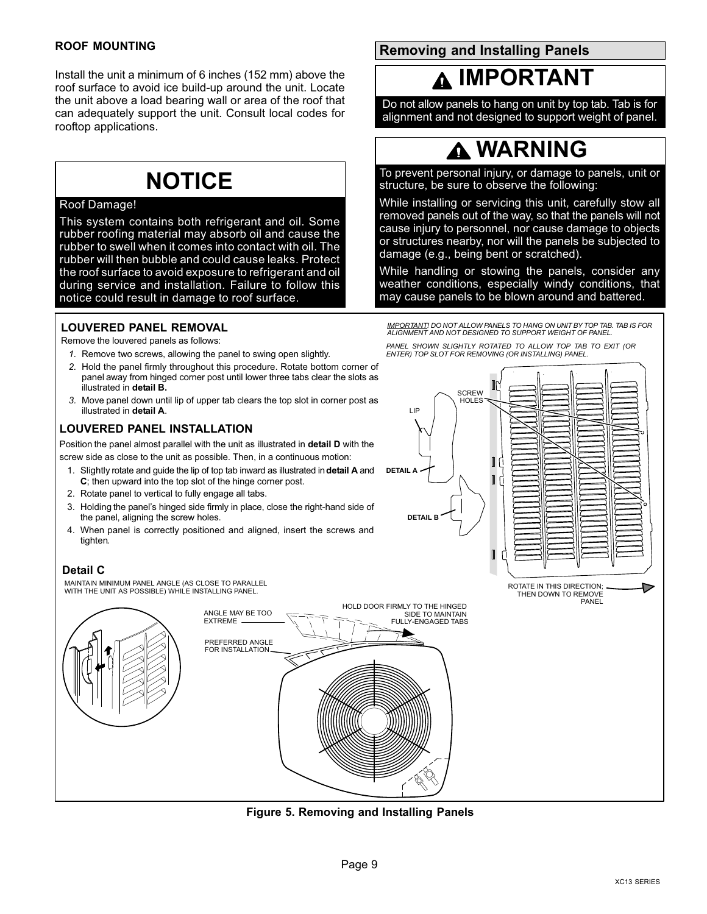### ROOF MOUNTING

Install the unit a minimum of 6 inches (152 mm) above the roof surface to avoid ice build-up around the unit. Locate the unit above a load bearing wall or area of the roof that can adequately support the unit. Consult local codes for rooftop applications.

## NOTICE

Roof Damage!

This system contains both refrigerant and oil. Some rubber roofing material may absorb oil and cause the rubber to swell when it comes into contact with oil. The rubber will then bubble and could cause leaks. Protect the roof surface to avoid exposure to refrigerant and oil during service and installation. Failure to follow this notice could result in damage to roof surface.

## Removing and Installing Panels

## IMPORTANT

Do not allow panels to hang on unit by top tab. Tab is for alignment and not designed to support weight of panel.

## WARNING

To prevent personal injury, or damage to panels, unit or structure, be sure to observe the following:

While installing or servicing this unit, carefully stow all removed panels out of the way, so that the panels will not cause injury to personnel, nor cause damage to objects or structures nearby, nor will the panels be subjected to damage (e.g., being bent or scratched).

While handling or stowing the panels, consider any weather conditions, especially windy conditions, that may cause panels to be blown around and battered.

### LOUVERED PANEL REMOVAL

Remove the louvered panels as follows:

1. Remove two screws, allowing the panel to swing open slightly.
2. Hold the panel firmly throughout this procedure. Rotate bottom corner of panel away from hinged corner post until lower three tabs clear the slots as illustrated in **detail B.**
3. Move panel down until lip of upper tab clears the top slot in corner post as illustrated in **detail A**.

### LOUVERED PANEL INSTALLATION

Position the panel almost parallel with the unit as illustrated in **detail D** with the screw side as close to the unit as possible. Then, in a continuous motion:

1. Slightly rotate and guide the lip of top tab inward as illustrated in **detail A** and **C**; then upward into the top slot of the hinge corner post.
2. Rotate panel to vertical to fully engage all tabs.
3. Holding the panel's hinged side firmly in place, close the right-hand side of the panel, aligning the screw holes.
4. When panel is correctly positioned and aligned, insert the screws and tighten.

*IMPORTANT! DO NOT ALLOW PANELS TO HANG ON UNIT BY TOP TAB. TAB IS FOR ALIGNMENT AND NOT DESIGNED TO SUPPORT WEIGHT OF PANEL.*

*PANEL SHOWN SLIGHTLY ROTATED TO ALLOW TOP TAB TO EXIT (OR ENTER) TOP SLOT FOR REMOVING (OR INSTALLING) PANEL.*

SCREW HOLES

LIP

DETAIL A

DETAIL B

ROTATE IN THIS DIRECTION; THEN DOWN TO REMOVE PANEL

**Detail C**

MAINTAIN MINIMUM PANEL ANGLE (AS CLOSE TO PARALLEL WITH THE UNIT AS POSSIBLE) WHILE INSTALLING PANEL.

ANGLE MAY BE TOO EXTREME

HOLD DOOR FIRMLY TO THE HINGED SIDE TO MAINTAIN FULLY-ENGAGED TABS

PREFERRED ANGLE FOR INSTALLATION

**Figure 5. Removing and Installing Panels**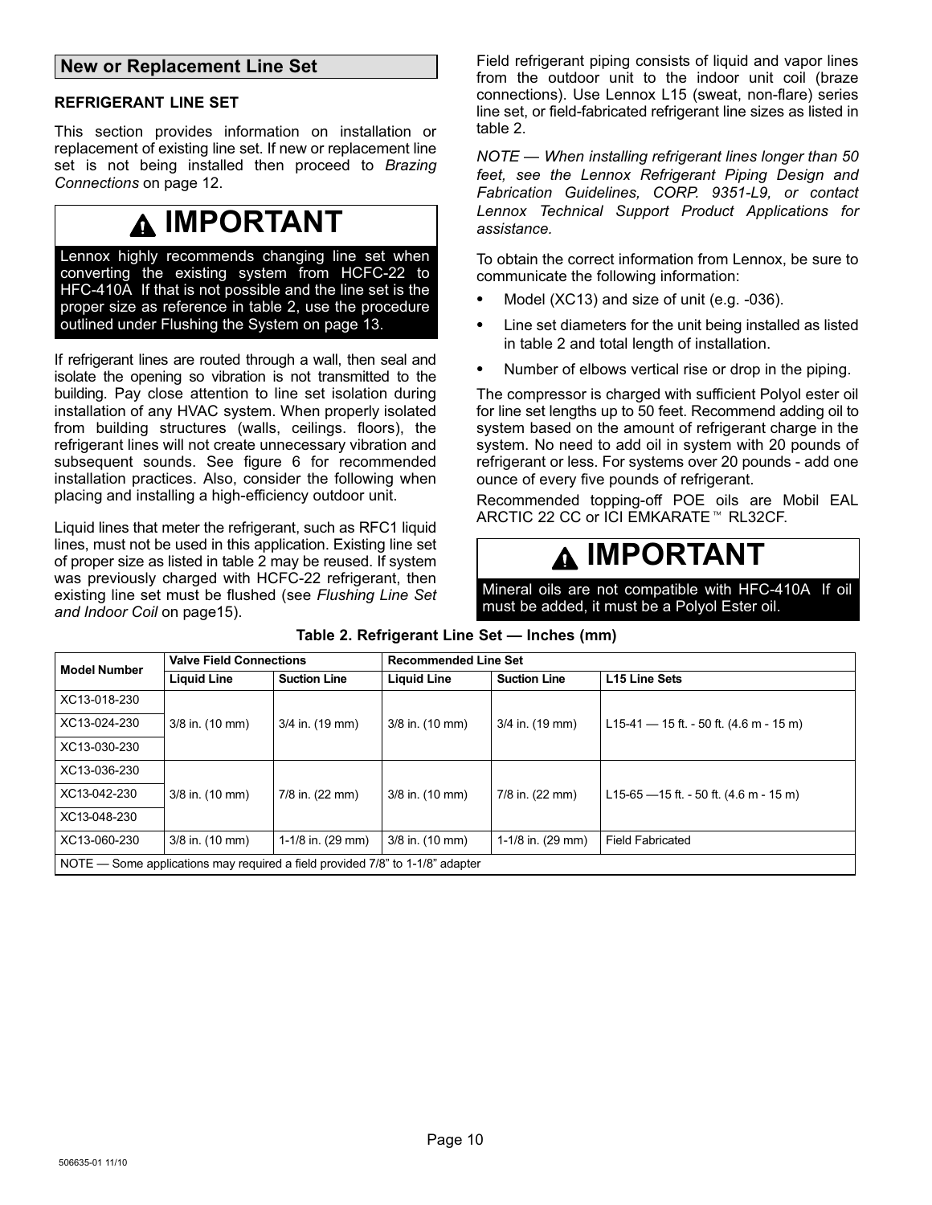## New or Replacement Line Set

### REFRIGERANT LINE SET

This section provides information on installation or replacement of existing line set. If new or replacement line set is not being installed then proceed to *Brazing Connections* on page 12.

> **⚠ IMPORTANT**
>
> Lennox highly recommends changing line set when converting the existing system from HCFC-22 to HFC-410A. If that is not possible and the line set is the proper size as reference in table 2, use the procedure outlined under Flushing the System on page 13.

If refrigerant lines are routed through a wall, then seal and isolate the opening so vibration is not transmitted to the building. Pay close attention to line set isolation during installation of any HVAC system. When properly isolated from building structures (walls, ceilings. floors), the refrigerant lines will not create unnecessary vibration and subsequent sounds. See figure 6 for recommended installation practices. Also, consider the following when placing and installing a high-efficiency outdoor unit.

Liquid lines that meter the refrigerant, such as RFC1 liquid lines, must not be used in this application. Existing line set of proper size as listed in table 2 may be reused. If system was previously charged with HCFC-22 refrigerant, then existing line set must be flushed (see *Flushing Line Set and Indoor Coil* on page15).

Field refrigerant piping consists of liquid and vapor lines from the outdoor unit to the indoor unit coil (braze connections). Use Lennox L15 (sweat, non-flare) series line set, or field-fabricated refrigerant line sizes as listed in table 2.

*NOTE — When installing refrigerant lines longer than 50 feet, see the Lennox Refrigerant Piping Design and Fabrication Guidelines, CORP. 9351-L9, or contact Lennox Technical Support Product Applications for assistance.*

To obtain the correct information from Lennox, be sure to communicate the following information:

- Model (XC13) and size of unit (e.g. -036).
- Line set diameters for the unit being installed as listed in table 2 and total length of installation.
- Number of elbows vertical rise or drop in the piping.

The compressor is charged with sufficient Polyol ester oil for line set lengths up to 50 feet. Recommend adding oil to system based on the amount of refrigerant charge in the system. No need to add oil in system with 20 pounds of refrigerant or less. For systems over 20 pounds - add one ounce of every five pounds of refrigerant.

Recommended topping-off POE oils are Mobil EAL ARCTIC 22 CC or ICI EMKARATE™ RL32CF.

> **⚠ IMPORTANT**
>
> Mineral oils are not compatible with HFC-410A. If oil must be added, it must be a Polyol Ester oil.

**Table 2. Refrigerant Line Set — Inches (mm)**

| Model Number | Valve Field Connections | | Recommended Line Set | | |
|---|---|---|---|---|---|
| | **Liquid Line** | **Suction Line** | **Liquid Line** | **Suction Line** | **L15 Line Sets** |
| XC13-018-230 | 3/8 in. (10 mm) | 3/4 in. (19 mm) | 3/8 in. (10 mm) | 3/4 in. (19 mm) | L15-41 — 15 ft. - 50 ft. (4.6 m - 15 m) |
| XC13-024-230 | | | | | |
| XC13-030-230 | | | | | |
| XC13-036-230 | 3/8 in. (10 mm) | 7/8 in. (22 mm) | 3/8 in. (10 mm) | 7/8 in. (22 mm) | L15-65 —15 ft. - 50 ft. (4.6 m - 15 m) |
| XC13-042-230 | | | | | |
| XC13-048-230 | | | | | |
| XC13-060-230 | 3/8 in. (10 mm) | 1-1/8 in. (29 mm) | 3/8 in. (10 mm) | 1-1/8 in. (29 mm) | Field Fabricated |

NOTE — Some applications may required a field provided 7/8" to 1-1/8" adapter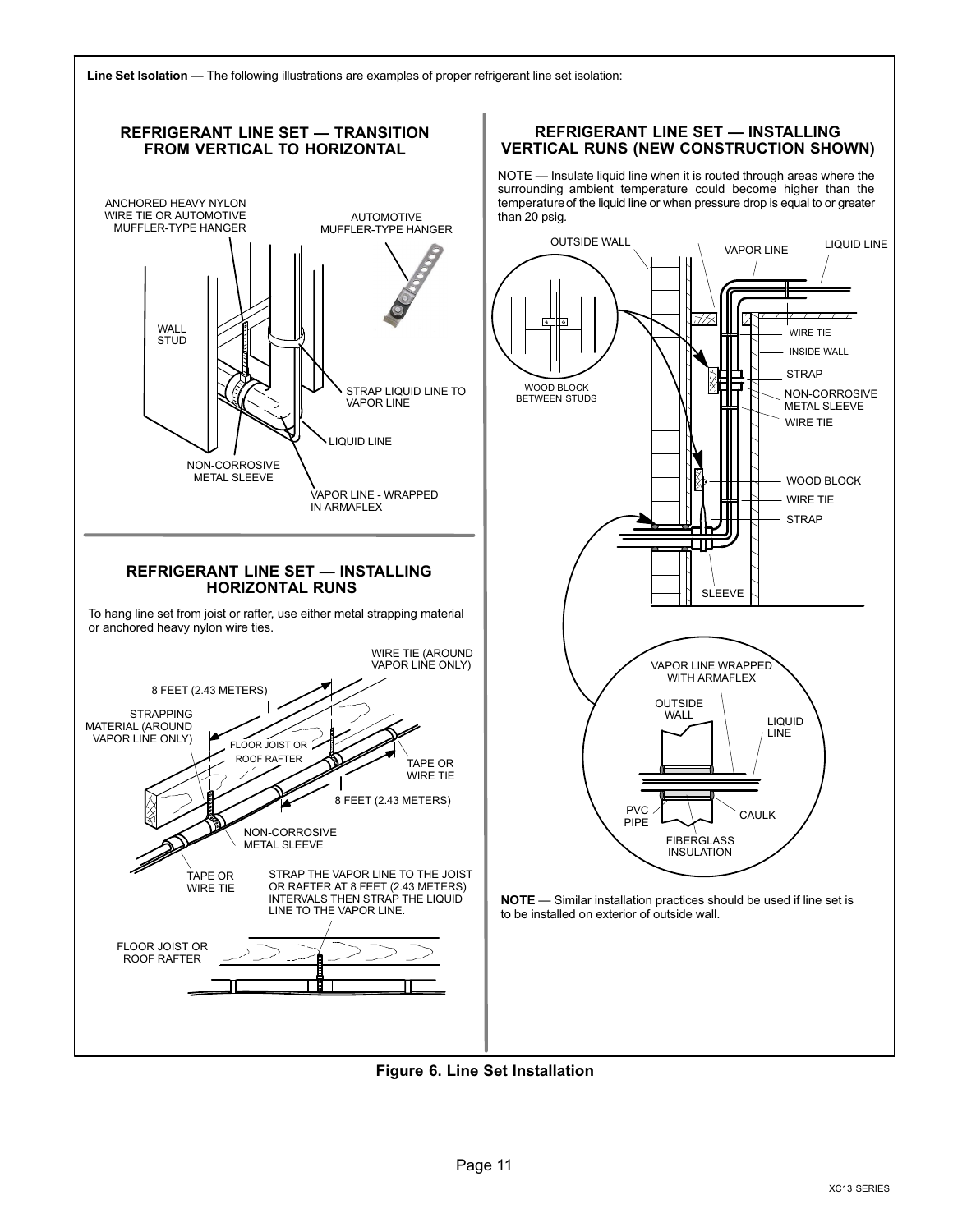**Line Set Isolation** — The following illustrations are examples of proper refrigerant line set isolation:

## REFRIGERANT LINE SET — TRANSITION FROM VERTICAL TO HORIZONTAL

ANCHORED HEAVY NYLON WIRE TIE OR AUTOMOTIVE MUFFLER-TYPE HANGER

AUTOMOTIVE MUFFLER-TYPE HANGER

WALL STUD

STRAP LIQUID LINE TO VAPOR LINE

LIQUID LINE

NON-CORROSIVE METAL SLEEVE

VAPOR LINE - WRAPPED IN ARMAFLEX

## REFRIGERANT LINE SET — INSTALLING HORIZONTAL RUNS

To hang line set from joist or rafter, use either metal strapping material or anchored heavy nylon wire ties.

WIRE TIE (AROUND VAPOR LINE ONLY)

8 FEET (2.43 METERS)

STRAPPING MATERIAL (AROUND VAPOR LINE ONLY)

FLOOR JOIST OR ROOF RAFTER

TAPE OR WIRE TIE

8 FEET (2.43 METERS)

NON-CORROSIVE METAL SLEEVE

TAPE OR WIRE TIE

STRAP THE VAPOR LINE TO THE JOIST OR RAFTER AT 8 FEET (2.43 METERS) INTERVALS THEN STRAP THE LIQUID LINE TO THE VAPOR LINE.

FLOOR JOIST OR ROOF RAFTER

## REFRIGERANT LINE SET — INSTALLING VERTICAL RUNS (NEW CONSTRUCTION SHOWN)

NOTE — Insulate liquid line when it is routed through areas where the surrounding ambient temperature could become higher than the temperature of the liquid line or when pressure drop is equal to or greater than 20 psig.

OUTSIDE WALL

VAPOR LINE

LIQUID LINE

WIRE TIE

INSIDE WALL

STRAP

NON-CORROSIVE METAL SLEEVE

WIRE TIE

WOOD BLOCK BETWEEN STUDS

WOOD BLOCK

WIRE TIE

STRAP

SLEEVE

VAPOR LINE WRAPPED WITH ARMAFLEX

OUTSIDE WALL

LIQUID LINE

PVC PIPE

CAULK

FIBERGLASS INSULATION

**NOTE** — Similar installation practices should be used if line set is to be installed on exterior of outside wall.

**Figure 6. Line Set Installation**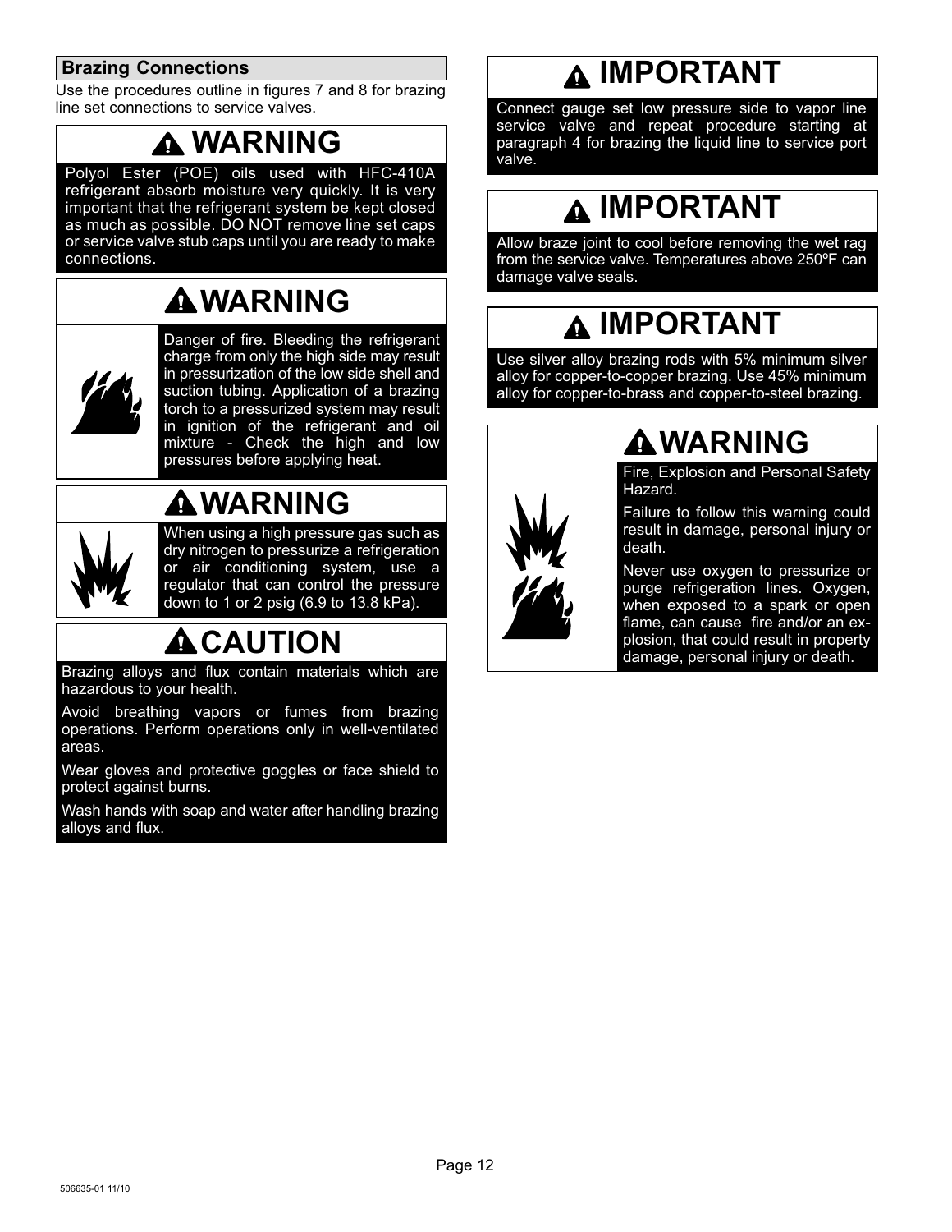## Brazing Connections

Use the procedures outline in figures 7 and 8 for brazing line set connections to service valves.

### WARNING

Polyol Ester (POE) oils used with HFC-410A refrigerant absorb moisture very quickly. It is very important that the refrigerant system be kept closed as much as possible. DO NOT remove line set caps or service valve stub caps until you are ready to make connections.

### WARNING

Danger of fire. Bleeding the refrigerant charge from only the high side may result in pressurization of the low side shell and suction tubing. Application of a brazing torch to a pressurized system may result in ignition of the refrigerant and oil mixture - Check the high and low pressures before applying heat.

### WARNING

When using a high pressure gas such as dry nitrogen to pressurize a refrigeration or air conditioning system, use a regulator that can control the pressure down to 1 or 2 psig (6.9 to 13.8 kPa).

### CAUTION

Brazing alloys and flux contain materials which are hazardous to your health.

Avoid breathing vapors or fumes from brazing operations. Perform operations only in well-ventilated areas.

Wear gloves and protective goggles or face shield to protect against burns.

Wash hands with soap and water after handling brazing alloys and flux.

### IMPORTANT

Connect gauge set low pressure side to vapor line service valve and repeat procedure starting at paragraph 4 for brazing the liquid line to service port valve.

### IMPORTANT

Allow braze joint to cool before removing the wet rag from the service valve. Temperatures above 250ºF can damage valve seals.

### IMPORTANT

Use silver alloy brazing rods with 5% minimum silver alloy for copper-to-copper brazing. Use 45% minimum alloy for copper-to-brass and copper-to-steel brazing.

### WARNING

Fire, Explosion and Personal Safety Hazard.

Failure to follow this warning could result in damage, personal injury or death.

Never use oxygen to pressurize or purge refrigeration lines. Oxygen, when exposed to a spark or open flame, can cause fire and/or an explosion, that could result in property damage, personal injury or death.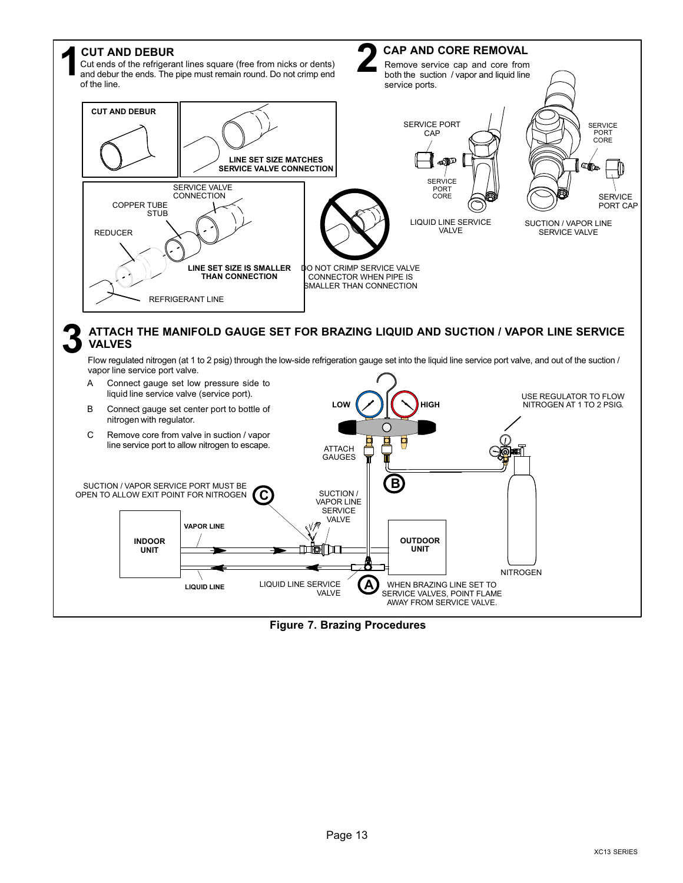## 1 CUT AND DEBUR

Cut ends of the refrigerant lines square (free from nicks or dents) and debur the ends. The pipe must remain round. Do not crimp end of the line.

**CUT AND DEBUR**

**LINE SET SIZE MATCHES SERVICE VALVE CONNECTION**

SERVICE VALVE CONNECTION

COPPER TUBE STUB

REDUCER

REFRIGERANT LINE

**LINE SET SIZE IS SMALLER THAN CONNECTION**

DO NOT CRIMP SERVICE VALVE CONNECTOR WHEN PIPE IS SMALLER THAN CONNECTION

## 2 CAP AND CORE REMOVAL

Remove service cap and core from both the suction / vapor and liquid line service ports.

SERVICE PORT CAP

SERVICE PORT CORE

LIQUID LINE SERVICE VALVE

SERVICE PORT CORE

SERVICE PORT CAP

SUCTION / VAPOR LINE SERVICE VALVE

## 3 ATTACH THE MANIFOLD GAUGE SET FOR BRAZING LIQUID AND SUCTION / VAPOR LINE SERVICE VALVES

Flow regulated nitrogen (at 1 to 2 psig) through the low-side refrigeration gauge set into the liquid line service port valve, and out of the suction / vapor line service port valve.

- A Connect gauge set low pressure side to liquid line service valve (service port).
- B Connect gauge set center port to bottle of nitrogen with regulator.
- C Remove core from valve in suction / vapor line service port to allow nitrogen to escape.

LOW

HIGH

USE REGULATOR TO FLOW NITROGEN AT 1 TO 2 PSIG.

ATTACH GAUGES

SUCTION / VAPOR SERVICE PORT MUST BE OPEN TO ALLOW EXIT POINT FOR NITROGEN

SUCTION / VAPOR LINE SERVICE VALVE

INDOOR UNIT

VAPOR LINE

OUTDOOR UNIT

NITROGEN

LIQUID LINE

LIQUID LINE SERVICE VALVE

WHEN BRAZING LINE SET TO SERVICE VALVES, POINT FLAME AWAY FROM SERVICE VALVE.

**Figure 7. Brazing Procedures**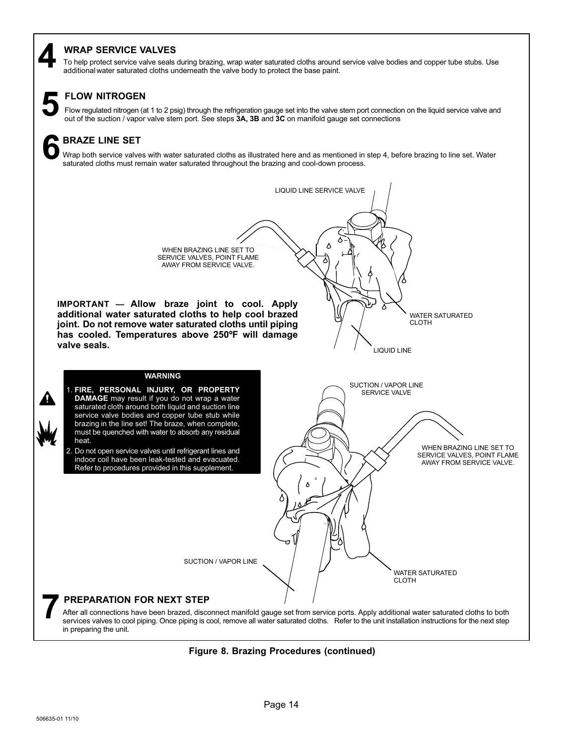## 4 WRAP SERVICE VALVES

To help protect service valve seals during brazing, wrap water saturated cloths around service valve bodies and copper tube stubs. Use additional water saturated cloths underneath the valve body to protect the base paint.

## 5 FLOW NITROGEN

Flow regulated nitrogen (at 1 to 2 psig) through the refrigeration gauge set into the valve stem port connection on the liquid service valve and out of the suction / vapor valve stem port. See steps **3A, 3B** and **3C** on manifold gauge set connections

## 6 BRAZE LINE SET

Wrap both service valves with water saturated cloths as illustrated here and as mentioned in step 4, before brazing to line set. Water saturated cloths must remain water saturated throughout the brazing and cool-down process.

LIQUID LINE SERVICE VALVE

WHEN BRAZING LINE SET TO SERVICE VALVES, POINT FLAME AWAY FROM SERVICE VALVE.

WATER SATURATED CLOTH

LIQUID LINE

**IMPORTANT — Allow braze joint to cool. Apply additional water saturated cloths to help cool brazed joint. Do not remove water saturated cloths until piping has cooled. Temperatures above 250ºF will damage valve seals.**

**WARNING**

1. **FIRE, PERSONAL INJURY, OR PROPERTY DAMAGE** may result if you do not wrap a water saturated cloth around both liquid and suction line service valve bodies and copper tube stub while brazing in the line set! The braze, when complete, must be quenched with water to absorb any residual heat.
2. Do not open service valves until refrigerant lines and indoor coil have been leak-tested and evacuated. Refer to procedures provided in this supplement.

SUCTION / VAPOR LINE SERVICE VALVE

WHEN BRAZING LINE SET TO SERVICE VALVES, POINT FLAME AWAY FROM SERVICE VALVE.

SUCTION / VAPOR LINE

WATER SATURATED CLOTH

## 7 PREPARATION FOR NEXT STEP

After all connections have been brazed, disconnect manifold gauge set from service ports. Apply additional water saturated cloths to both services valves to cool piping. Once piping is cool, remove all water saturated cloths. Refer to the unit installation instructions for the next step in preparing the unit.

**Figure 8. Brazing Procedures (continued)**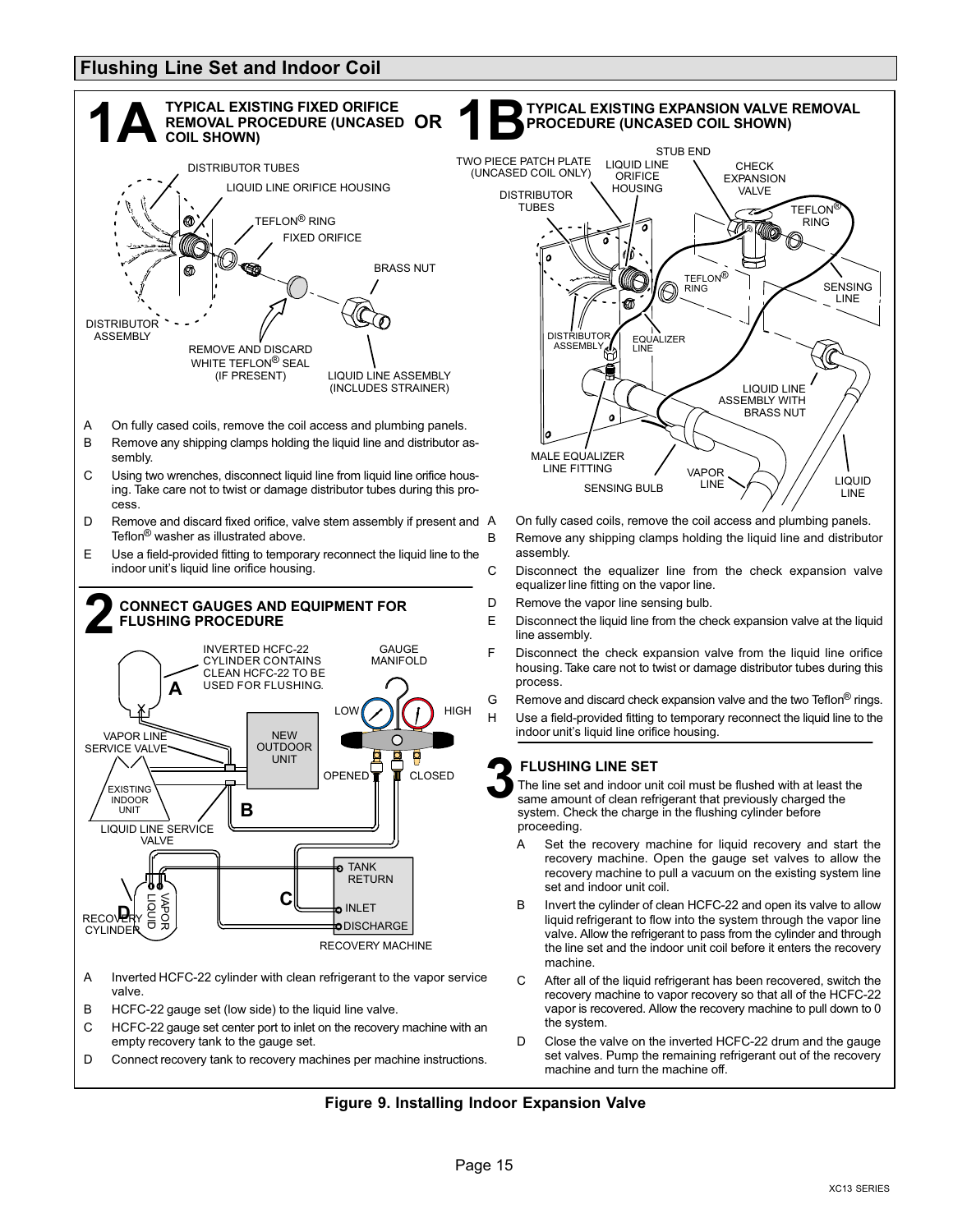## Flushing Line Set and Indoor Coil

### 1A TYPICAL EXISTING FIXED ORIFICE REMOVAL PROCEDURE (UNCASED COIL SHOWN)

OR

DISTRIBUTOR TUBES
LIQUID LINE ORIFICE HOUSING
TEFLON® RING
FIXED ORIFICE
BRASS NUT
DISTRIBUTOR ASSEMBLY
REMOVE AND DISCARD WHITE TEFLON® SEAL (IF PRESENT)
LIQUID LINE ASSEMBLY (INCLUDES STRAINER)

A On fully cased coils, remove the coil access and plumbing panels.

B Remove any shipping clamps holding the liquid line and distributor assembly.

C Using two wrenches, disconnect liquid line from liquid line orifice housing. Take care not to twist or damage distributor tubes during this process.

D Remove and discard fixed orifice, valve stem assembly if present and Teflon® washer as illustrated above.

E Use a field-provided fitting to temporary reconnect the liquid line to the indoor unit's liquid line orifice housing.

### 1B TYPICAL EXISTING EXPANSION VALVE REMOVAL PROCEDURE (UNCASED COIL SHOWN)

TWO PIECE PATCH PLATE (UNCASED COIL ONLY)
DISTRIBUTOR TUBES
LIQUID LINE ORIFICE HOUSING
STUB END
CHECK EXPANSION VALVE
TEFLON® RING
TEFLON® RING
SENSING LINE
DISTRIBUTOR ASSEMBLY
EQUALIZER LINE
LIQUID LINE ASSEMBLY WITH BRASS NUT
MALE EQUALIZER LINE FITTING
SENSING BULB
VAPOR LINE
LIQUID LINE

A On fully cased coils, remove the coil access and plumbing panels.

B Remove any shipping clamps holding the liquid line and distributor assembly.

C Disconnect the equalizer line from the check expansion valve equalizer line fitting on the vapor line.

D Remove the vapor line sensing bulb.

E Disconnect the liquid line from the check expansion valve at the liquid line assembly.

F Disconnect the check expansion valve from the liquid line orifice housing. Take care not to twist or damage distributor tubes during this process.

G Remove and discard check expansion valve and the two Teflon® rings.

H Use a field-provided fitting to temporary reconnect the liquid line to the indoor unit's liquid line orifice housing.

### 2 CONNECT GAUGES AND EQUIPMENT FOR FLUSHING PROCEDURE

INVERTED HCFC-22 CYLINDER CONTAINS CLEAN HCFC-22 TO BE USED FOR FLUSHING.
GAUGE MANIFOLD
LOW
HIGH
VAPOR LINE SERVICE VALVE
NEW OUTDOOR UNIT
OPENED
CLOSED
EXISTING INDOOR UNIT
LIQUID LINE SERVICE VALVE
TANK RETURN
INLET
DISCHARGE
RECOVERY CYLINDER
VAPOR
LIQUID
RECOVERY MACHINE

A Inverted HCFC-22 cylinder with clean refrigerant to the vapor service valve.

B HCFC-22 gauge set (low side) to the liquid line valve.

C HCFC-22 gauge set center port to inlet on the recovery machine with an empty recovery tank to the gauge set.

D Connect recovery tank to recovery machines per machine instructions.

### 3 FLUSHING LINE SET

The line set and indoor unit coil must be flushed with at least the same amount of clean refrigerant that previously charged the system. Check the charge in the flushing cylinder before proceeding.

A Set the recovery machine for liquid recovery and start the recovery machine. Open the gauge set valves to allow the recovery machine to pull a vacuum on the existing system line set and indoor unit coil.

B Invert the cylinder of clean HCFC-22 and open its valve to allow liquid refrigerant to flow into the system through the vapor line valve. Allow the refrigerant to pass from the cylinder and through the line set and the indoor unit coil before it enters the recovery machine.

C After all of the liquid refrigerant has been recovered, switch the recovery machine to vapor recovery so that all of the HCFC-22 vapor is recovered. Allow the recovery machine to pull down to 0 the system.

D Close the valve on the inverted HCFC-22 drum and the gauge set valves. Pump the remaining refrigerant out of the recovery machine and turn the machine off.

**Figure 9. Installing Indoor Expansion Valve**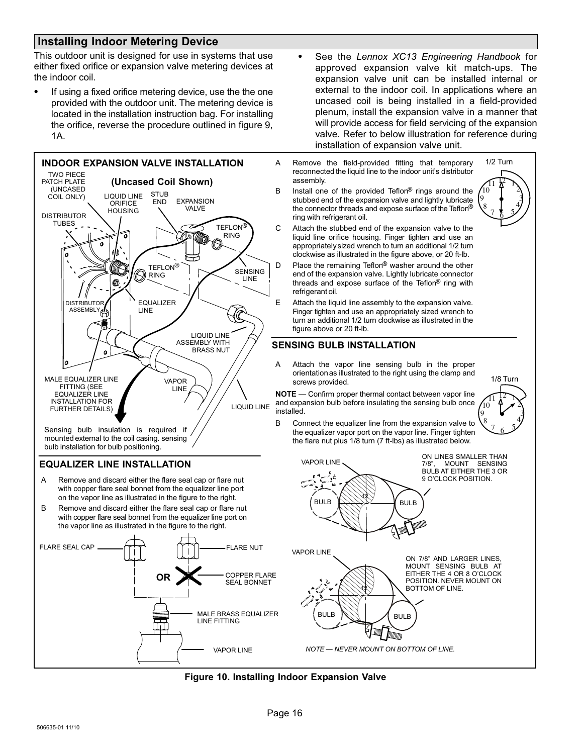## Installing Indoor Metering Device

This outdoor unit is designed for use in systems that use either fixed orifice or expansion valve metering devices at the indoor coil.

- If using a fixed orifice metering device, use the the one provided with the outdoor unit. The metering device is located in the installation instruction bag. For installing the orifice, reverse the procedure outlined in figure 9, 1A.
- See the *Lennox XC13 Engineering Handbook* for approved expansion valve kit match-ups. The expansion valve unit can be installed internal or external to the indoor coil. In applications where an uncased coil is being installed in a field-provided plenum, install the expansion valve in a manner that will provide access for field servicing of the expansion valve. Refer to below illustration for reference during installation of expansion valve unit.

### INDOOR EXPANSION VALVE INSTALLATION

**(Uncased Coil Shown)**

TWO PIECE PATCH PLATE (UNCASED COIL ONLY) · LIQUID LINE ORIFICE HOUSING · STUB END · EXPANSION VALVE · DISTRIBUTOR TUBES · TEFLON® RING · TEFLON® RING · SENSING LINE · DISTRIBUTOR ASSEMBLY · EQUALIZER LINE · LIQUID LINE ASSEMBLY WITH BRASS NUT · MALE EQUALIZER LINE FITTING (SEE EQUALIZER LINE INSTALLATION FOR FURTHER DETAILS) · VAPOR LINE · LIQUID LINE

Sensing bulb insulation is required if mounted external to the coil casing. sensing bulb installation for bulb positioning.

A. Remove the field-provided fitting that temporary reconnected the liquid line to the indoor unit's distributor assembly.

B. Install one of the provided Teflon® rings around the stubbed end of the expansion valve and lightly lubricate the connector threads and expose surface of the Teflon® ring with refrigerant oil.

C. Attach the stubbed end of the expansion valve to the liquid line orifice housing. Finger tighten and use an appropriately sized wrench to turn an additional 1/2 turn clockwise as illustrated in the figure above, or 20 ft-lb.

D. Place the remaining Teflon® washer around the other end of the expansion valve. Lightly lubricate connector threads and expose surface of the Teflon® ring with refrigerant oil.

E. Attach the liquid line assembly to the expansion valve. Finger tighten and use an appropriately sized wrench to turn an additional 1/2 turn clockwise as illustrated in the figure above or 20 ft-lb.

1/2 Turn

### SENSING BULB INSTALLATION

A. Attach the vapor line sensing bulb in the proper orientation as illustrated to the right using the clamp and screws provided.

**NOTE** — Confirm proper thermal contact between vapor line and expansion bulb before insulating the sensing bulb once installed.

B. Connect the equalizer line from the expansion valve to the equalizer vapor port on the vapor line. Finger tighten the flare nut plus 1/8 turn (7 ft-lbs) as illustrated below.

1/8 Turn

VAPOR LINE · BULB · BULB — ON LINES SMALLER THAN 7/8", MOUNT SENSING BULB AT EITHER THE 3 OR 9 O'CLOCK POSITION.

VAPOR LINE · BULB · BULB — ON 7/8" AND LARGER LINES, MOUNT SENSING BULB AT EITHER THE 4 OR 8 O'CLOCK POSITION. NEVER MOUNT ON BOTTOM OF LINE.

*NOTE — NEVER MOUNT ON BOTTOM OF LINE.*

### EQUALIZER LINE INSTALLATION

A. Remove and discard either the flare seal cap or flare nut with copper flare seal bonnet from the equalizer line port on the vapor line as illustrated in the figure to the right.

B. Remove and discard either the flare seal cap or flare nut with copper flare seal bonnet from the equalizer line port on the vapor line as illustrated in the figure to the right.

FLARE SEAL CAP · OR · FLARE NUT · COPPER FLARE SEAL BONNET · MALE BRASS EQUALIZER LINE FITTING · VAPOR LINE

**Figure 10. Installing Indoor Expansion Valve**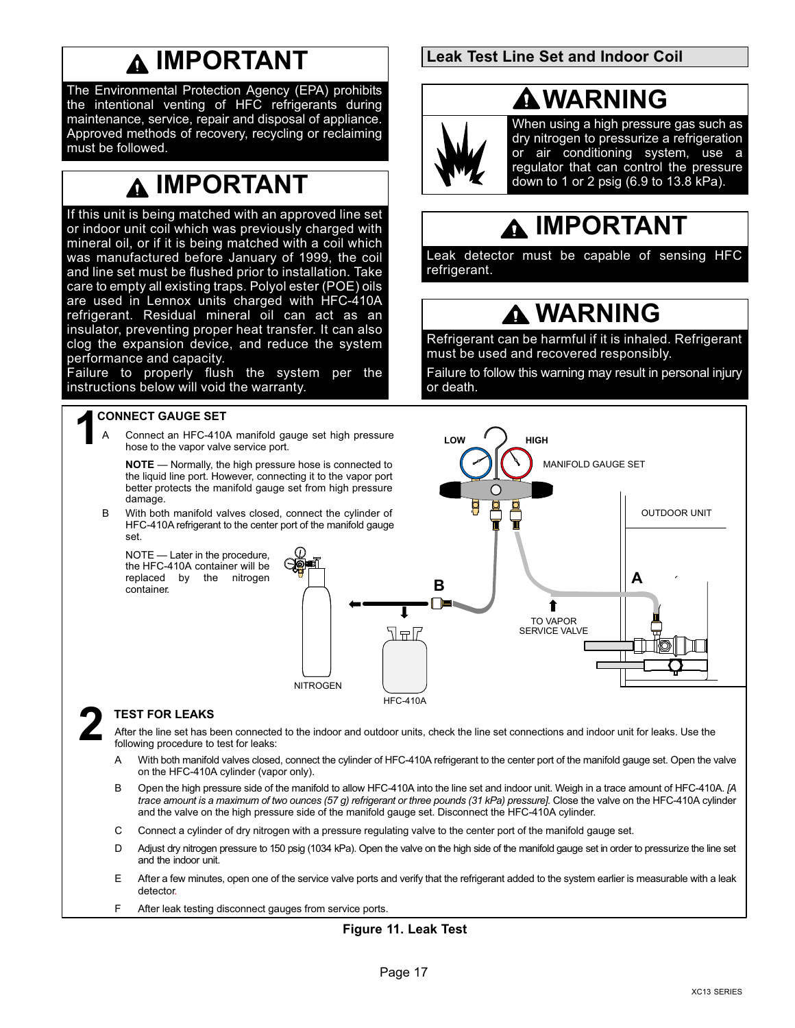## IMPORTANT

The Environmental Protection Agency (EPA) prohibits the intentional venting of HFC refrigerants during maintenance, service, repair and disposal of appliance. Approved methods of recovery, recycling or reclaiming must be followed.

## IMPORTANT

If this unit is being matched with an approved line set or indoor unit coil which was previously charged with mineral oil, or if it is being matched with a coil which was manufactured before January of 1999, the coil and line set must be flushed prior to installation. Take care to empty all existing traps. Polyol ester (POE) oils are used in Lennox units charged with HFC-410A refrigerant. Residual mineral oil can act as an insulator, preventing proper heat transfer. It can also clog the expansion device, and reduce the system performance and capacity.

Failure to properly flush the system per the instructions below will void the warranty.

## Leak Test Line Set and Indoor Coil

## WARNING

When using a high pressure gas such as dry nitrogen to pressurize a refrigeration or air conditioning system, use a regulator that can control the pressure down to 1 or 2 psig (6.9 to 13.8 kPa).

## IMPORTANT

Leak detector must be capable of sensing HFC refrigerant.

## WARNING

Refrigerant can be harmful if it is inhaled. Refrigerant must be used and recovered responsibly.

Failure to follow this warning may result in personal injury or death.

### 1 CONNECT GAUGE SET

A. Connect an HFC-410A manifold gauge set high pressure hose to the vapor valve service port.

**NOTE** — Normally, the high pressure hose is connected to the liquid line port. However, connecting it to the vapor port better protects the manifold gauge set from high pressure damage.

B. With both manifold valves closed, connect the cylinder of HFC-410A refrigerant to the center port of the manifold gauge set.

NOTE — Later in the procedure, the HFC-410A container will be replaced by the nitrogen container.

LOW HIGH MANIFOLD GAUGE SET OUTDOOR UNIT A B TO VAPOR SERVICE VALVE NITROGEN HFC-410A

### 2 TEST FOR LEAKS

After the line set has been connected to the indoor and outdoor units, check the line set connections and indoor unit for leaks. Use the following procedure to test for leaks:

A. With both manifold valves closed, connect the cylinder of HFC-410A refrigerant to the center port of the manifold gauge set. Open the valve on the HFC-410A cylinder (vapor only).

B. Open the high pressure side of the manifold to allow HFC-410A into the line set and indoor unit. Weigh in a trace amount of HFC-410A. *[A trace amount is a maximum of two ounces (57 g) refrigerant or three pounds (31 kPa) pressure].* Close the valve on the HFC-410A cylinder and the valve on the high pressure side of the manifold gauge set. Disconnect the HFC-410A cylinder.

C. Connect a cylinder of dry nitrogen with a pressure regulating valve to the center port of the manifold gauge set.

D. Adjust dry nitrogen pressure to 150 psig (1034 kPa). Open the valve on the high side of the manifold gauge set in order to pressurize the line set and the indoor unit.

E. After a few minutes, open one of the service valve ports and verify that the refrigerant added to the system earlier is measurable with a leak detector.

F. After leak testing disconnect gauges from service ports.

**Figure 11. Leak Test**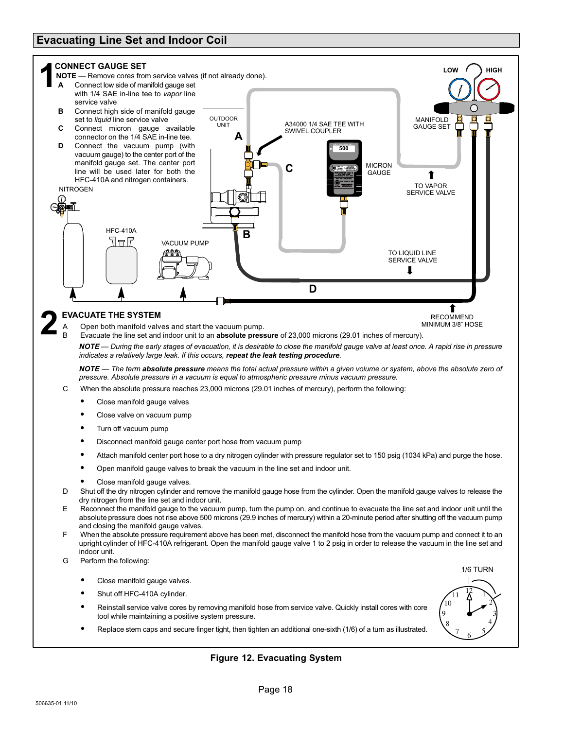## Evacuating Line Set and Indoor Coil

**1 CONNECT GAUGE SET**

**NOTE** — Remove cores from service valves (if not already done).

- **A** Connect low side of manifold gauge set with 1/4 SAE in-line tee to *vapor* line service valve
- **B** Connect high side of manifold gauge set to *liquid* line service valve
- **C** Connect micron gauge available connector on the 1/4 SAE in-line tee.
- **D** Connect the vacuum pump (with vacuum gauge) to the center port of the manifold gauge set. The center port line will be used later for both the HFC-410A and nitrogen containers.

NITROGEN

HFC-410A

VACUUM PUMP

OUTDOOR UNIT

A34000 1/4 SAE TEE WITH SWIVEL COUPLER

MICRON GAUGE

500

MANIFOLD GAUGE SET

LOW

HIGH

TO VAPOR SERVICE VALVE

TO LIQUID LINE SERVICE VALVE

RECOMMEND MINIMUM 3/8" HOSE

**2 EVACUATE THE SYSTEM**

- A Open both manifold valves and start the vacuum pump.
- B Evacuate the line set and indoor unit to an **absolute pressure** of 23,000 microns (29.01 inches of mercury).

*NOTE — During the early stages of evacuation, it is desirable to close the manifold gauge valve at least once. A rapid rise in pressure indicates a relatively large leak. If this occurs,* ***repeat the leak testing procedure****.*

*NOTE — The term* ***absolute pressure*** *means the total actual pressure within a given volume or system, above the absolute zero of pressure. Absolute pressure in a vacuum is equal to atmospheric pressure minus vacuum pressure.*

- C When the absolute pressure reaches 23,000 microns (29.01 inches of mercury), perform the following:
  - Close manifold gauge valves
  - Close valve on vacuum pump
  - Turn off vacuum pump
  - Disconnect manifold gauge center port hose from vacuum pump
  - Attach manifold center port hose to a dry nitrogen cylinder with pressure regulator set to 150 psig (1034 kPa) and purge the hose.
  - Open manifold gauge valves to break the vacuum in the line set and indoor unit.
  - Close manifold gauge valves.
- D Shut off the dry nitrogen cylinder and remove the manifold gauge hose from the cylinder. Open the manifold gauge valves to release the dry nitrogen from the line set and indoor unit.
- E Reconnect the manifold gauge to the vacuum pump, turn the pump on, and continue to evacuate the line set and indoor unit until the absolute pressure does not rise above 500 microns (29.9 inches of mercury) within a 20-minute period after shutting off the vacuum pump and closing the manifold gauge valves.
- F When the absolute pressure requirement above has been met, disconnect the manifold hose from the vacuum pump and connect it to an upright cylinder of HFC-410A refrigerant. Open the manifold gauge valve 1 to 2 psig in order to release the vacuum in the line set and indoor unit.
- G Perform the following:
  - Close manifold gauge valves.
  - Shut off HFC-410A cylinder.
  - Reinstall service valve cores by removing manifold hose from service valve. Quickly install cores with core tool while maintaining a positive system pressure.
  - Replace stem caps and secure finger tight, then tighten an additional one-sixth (1/6) of a turn as illustrated.

1/6 TURN

**Figure 12. Evacuating System**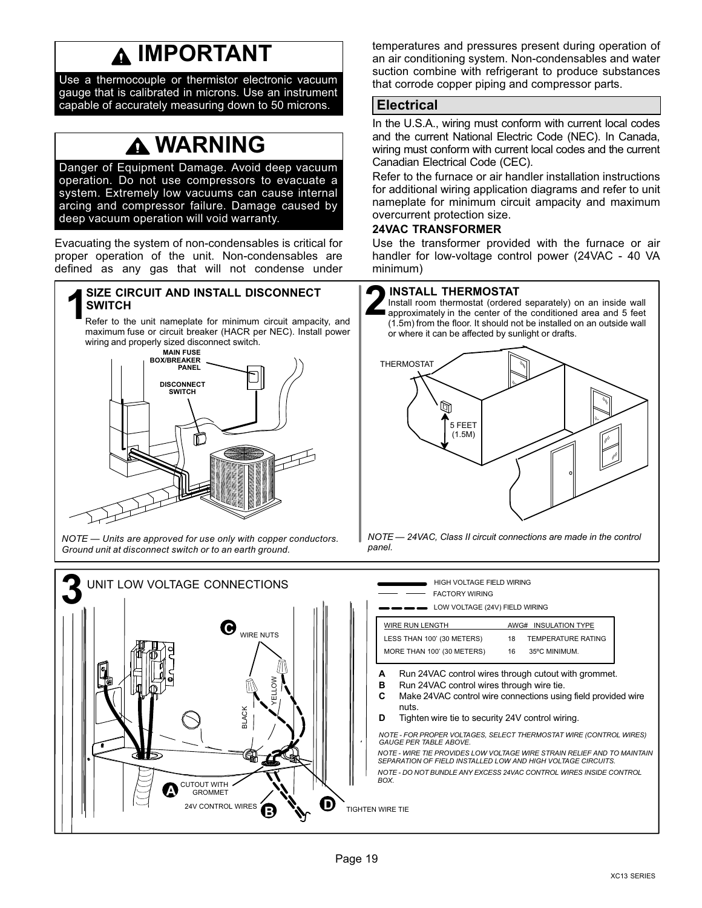## ⚠ IMPORTANT

Use a thermocouple or thermistor electronic vacuum gauge that is calibrated in microns. Use an instrument capable of accurately measuring down to 50 microns.

## ⚠ WARNING

Danger of Equipment Damage. Avoid deep vacuum operation. Do not use compressors to evacuate a system. Extremely low vacuums can cause internal arcing and compressor failure. Damage caused by deep vacuum operation will void warranty.

Evacuating the system of non-condensables is critical for proper operation of the unit. Non-condensables are defined as any gas that will not condense under temperatures and pressures present during operation of an air conditioning system. Non-condensables and water suction combine with refrigerant to produce substances that corrode copper piping and compressor parts.

## Electrical

In the U.S.A., wiring must conform with current local codes and the current National Electric Code (NEC). In Canada, wiring must conform with current local codes and the current Canadian Electrical Code (CEC).

Refer to the furnace or air handler installation instructions for additional wiring application diagrams and refer to unit nameplate for minimum circuit ampacity and maximum overcurrent protection size.

**24VAC TRANSFORMER**

Use the transformer provided with the furnace or air handler for low-voltage control power (24VAC - 40 VA minimum)

### 1 SIZE CIRCUIT AND INSTALL DISCONNECT SWITCH

Refer to the unit nameplate for minimum circuit ampacity, and maximum fuse or circuit breaker (HACR per NEC). Install power wiring and properly sized disconnect switch.

MAIN FUSE BOX/BREAKER PANEL

DISCONNECT SWITCH

*NOTE — Units are approved for use only with copper conductors. Ground unit at disconnect switch or to an earth ground.*

### 2 INSTALL THERMOSTAT

Install room thermostat (ordered separately) on an inside wall approximately in the center of the conditioned area and 5 feet (1.5m) from the floor. It should not be installed on an outside wall or where it can be affected by sunlight or drafts.

THERMOSTAT

5 FEET (1.5M)

*NOTE — 24VAC, Class II circuit connections are made in the control panel.*

### 3 UNIT LOW VOLTAGE CONNECTIONS

WIRE NUTS (C)

BLACK

YELLOW

CUTOUT WITH GROMMET (A)

24V CONTROL WIRES (B)

TIGHTEN WIRE TIE (D)

HIGH VOLTAGE FIELD WIRING

FACTORY WIRING

LOW VOLTAGE (24V) FIELD WIRING

| WIRE RUN LENGTH | AWG# | INSULATION TYPE |
|---|---|---|
| LESS THAN 100' (30 METERS) | 18 | TEMPERATURE RATING |
| MORE THAN 100' (30 METERS) | 16 | 35ºC MINIMUM. |

- **A** Run 24VAC control wires through cutout with grommet.
- **B** Run 24VAC control wires through wire tie.
- **C** Make 24VAC control wire connections using field provided wire nuts.
- **D** Tighten wire tie to security 24V control wiring.

*NOTE - FOR PROPER VOLTAGES, SELECT THERMOSTAT WIRE (CONTROL WIRES) GAUGE PER TABLE ABOVE.*

*NOTE - WIRE TIE PROVIDES LOW VOLTAGE WIRE STRAIN RELIEF AND TO MAINTAIN SEPARATION OF FIELD INSTALLED LOW AND HIGH VOLTAGE CIRCUITS.*

*NOTE - DO NOT BUNDLE ANY EXCESS 24VAC CONTROL WIRES INSIDE CONTROL BOX.*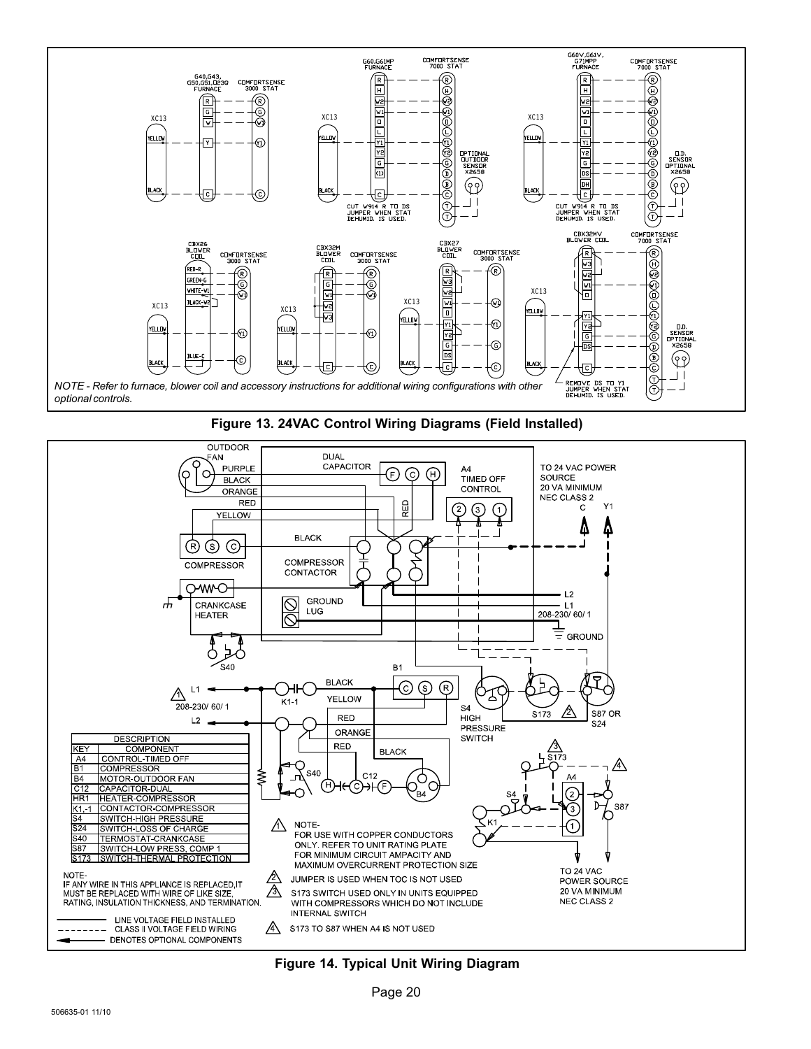NOTE - Refer to furnace, blower coil and accessory instructions for additional wiring configurations with other optional controls.

**Figure 13. 24VAC Control Wiring Diagrams (Field Installed)**

| DESCRIPTION | |
|---|---|
| KEY | COMPONENT |
| A4 | CONTROL-TIMED OFF |
| B1 | COMPRESSOR |
| B4 | MOTOR-OUTDOOR FAN |
| C12 | CAPACITOR-DUAL |
| HR1 | HEATER-COMPRESSOR |
| K1,-1 | CONTACTOR-COMPRESSOR |
| S4 | SWITCH-HIGH PRESSURE |
| S24 | SWITCH-LOSS OF CHARGE |
| S40 | TERMOSTAT-CRANKCASE |
| S87 | SWITCH-LOW PRESS, COMP 1 |
| S173 | SWITCH-THERMAL PROTECTION |

NOTE-
IF ANY WIRE IN THIS APPLIANCE IS REPLACED,IT MUST BE REPLACED WITH WIRE OF LIKE SIZE, RATING, INSULATION THICKNESS, AND TERMINATION.

1. NOTE- FOR USE WITH COPPER CONDUCTORS ONLY. REFER TO UNIT RATING PLATE FOR MINIMUM CIRCUIT AMPACITY AND MAXIMUM OVERCURRENT PROTECTION SIZE
2. JUMPER IS USED WHEN TOC IS NOT USED
3. S173 SWITCH USED ONLY IN UNITS EQUIPPED WITH COMPRESSORS WHICH DO NOT INCLUDE INTERNAL SWITCH
4. S173 TO S87 WHEN A4 IS NOT USED

**Figure 14. Typical Unit Wiring Diagram**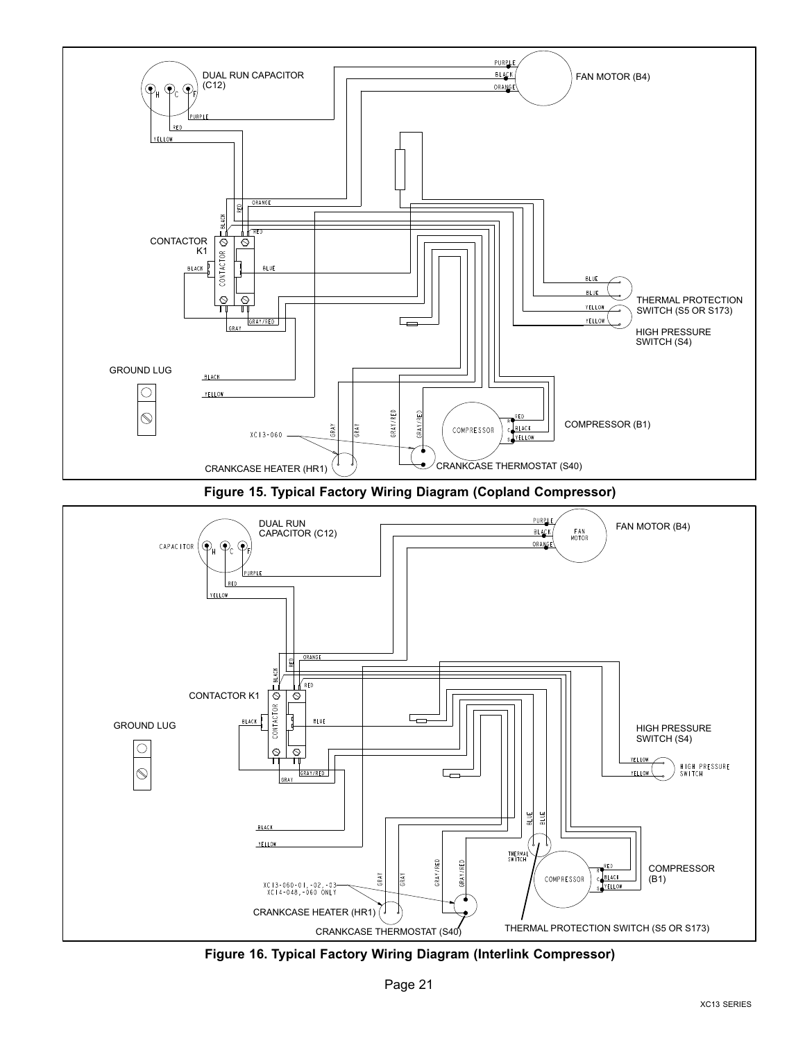DUAL RUN CAPACITOR (C12)

FAN MOTOR (B4)

CONTACTOR K1

THERMAL PROTECTION SWITCH (S5 OR S173)

HIGH PRESSURE SWITCH (S4)

GROUND LUG

COMPRESSOR (B1)

XC13-060

CRANKCASE HEATER (HR1)

CRANKCASE THERMOSTAT (S40)

**Figure 15. Typical Factory Wiring Diagram (Copland Compressor)**

DUAL RUN CAPACITOR (C12)

FAN MOTOR (B4)

CONTACTOR K1

GROUND LUG

HIGH PRESSURE SWITCH (S4)

COMPRESSOR (B1)

XC13-060-01,-02,-03
XC14-048,-060 ONLY

CRANKCASE HEATER (HR1)

CRANKCASE THERMOSTAT (S40)

THERMAL PROTECTION SWITCH (S5 OR S173)

**Figure 16. Typical Factory Wiring Diagram (Interlink Compressor)**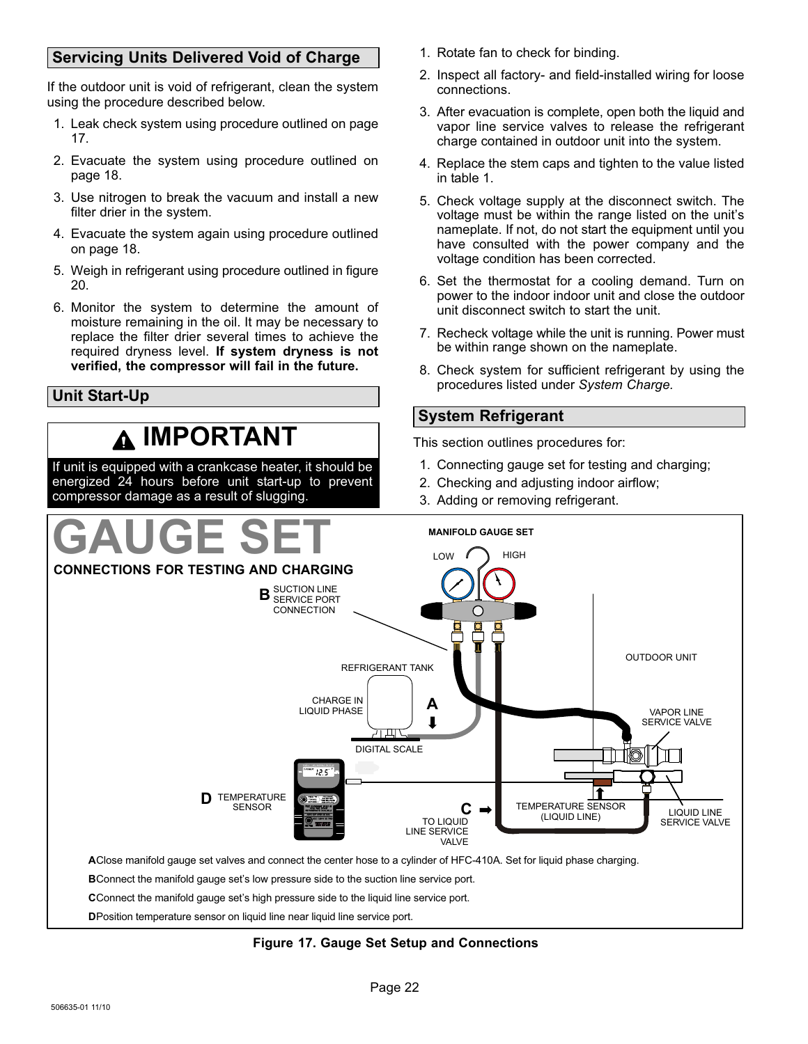## Servicing Units Delivered Void of Charge

If the outdoor unit is void of refrigerant, clean the system using the procedure described below.

1. Leak check system using procedure outlined on page 17.
2. Evacuate the system using procedure outlined on page 18.
3. Use nitrogen to break the vacuum and install a new filter drier in the system.
4. Evacuate the system again using procedure outlined on page 18.
5. Weigh in refrigerant using procedure outlined in figure 20.
6. Monitor the system to determine the amount of moisture remaining in the oil. It may be necessary to replace the filter drier several times to achieve the required dryness level. **If system dryness is not verified, the compressor will fail in the future.**

## Unit Start-Up

**IMPORTANT**

If unit is equipped with a crankcase heater, it should be energized 24 hours before unit start-up to prevent compressor damage as a result of slugging.

1. Rotate fan to check for binding.
2. Inspect all factory- and field-installed wiring for loose connections.
3. After evacuation is complete, open both the liquid and vapor line service valves to release the refrigerant charge contained in outdoor unit into the system.
4. Replace the stem caps and tighten to the value listed in table 1.
5. Check voltage supply at the disconnect switch. The voltage must be within the range listed on the unit's nameplate. If not, do not start the equipment until you have consulted with the power company and the voltage condition has been corrected.
6. Set the thermostat for a cooling demand. Turn on power to the indoor indoor unit and close the outdoor unit disconnect switch to start the unit.
7. Recheck voltage while the unit is running. Power must be within range shown on the nameplate.
8. Check system for sufficient refrigerant by using the procedures listed under *System Charge.*

## System Refrigerant

This section outlines procedures for:

1. Connecting gauge set for testing and charging;
2. Checking and adjusting indoor airflow;
3. Adding or removing refrigerant.

**GAUGE SET**

**CONNECTIONS FOR TESTING AND CHARGING**

MANIFOLD GAUGE SET — LOW — HIGH

B SUCTION LINE SERVICE PORT CONNECTION

REFRIGERANT TANK

CHARGE IN LIQUID PHASE

A

DIGITAL SCALE

OUTDOOR UNIT

VAPOR LINE SERVICE VALVE

D TEMPERATURE SENSOR

C TO LIQUID LINE SERVICE VALVE

TEMPERATURE SENSOR (LIQUID LINE)

LIQUID LINE SERVICE VALVE

**A** Close manifold gauge set valves and connect the center hose to a cylinder of HFC-410A. Set for liquid phase charging.

**B** Connect the manifold gauge set's low pressure side to the suction line service port.

**C** Connect the manifold gauge set's high pressure side to the liquid line service port.

**D** Position temperature sensor on liquid line near liquid line service port.

**Figure 17. Gauge Set Setup and Connections**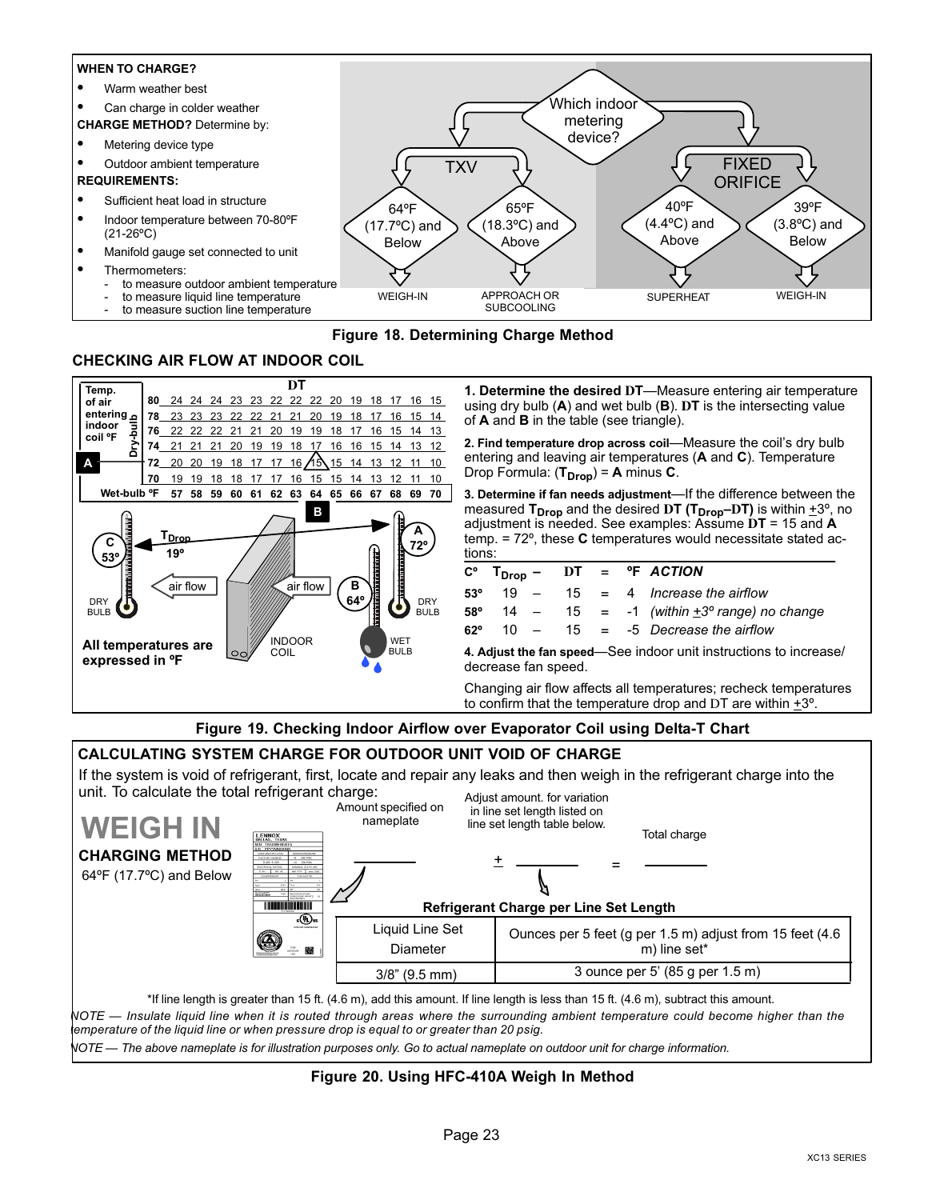**WHEN TO CHARGE?**

- Warm weather best
- Can charge in colder weather

**CHARGE METHOD?** Determine by:

- Metering device type
- Outdoor ambient temperature

**REQUIREMENTS:**

- Sufficient heat load in structure
- Indoor temperature between 70-80ºF (21-26ºC)
- Manifold gauge set connected to unit
- Thermometers:
  - to measure outdoor ambient temperature
  - to measure liquid line temperature
  - to measure suction line temperature

Which indoor metering device?

- TXV
  - 64ºF (17.7ºC) and Below → WEIGH-IN
  - 65ºF (18.3ºC) and Above → APPROACH OR SUBCOOLING
- FIXED ORIFICE
  - 40ºF (4.4ºC) and Above → SUPERHEAT
  - 39ºF (3.8ºC) and Below → WEIGH-IN

**Figure 18. Determining Charge Method**

## CHECKING AIR FLOW AT INDOOR COIL

| Temp. of air entering indoor coil ºF (Dry-bulb) | DT | | | | | | | | | | | | | |
|---|---|---|---|---|---|---|---|---|---|---|---|---|---|---|
| 80 | 24 | 24 | 24 | 23 | 23 | 22 | 22 | 22 | 20 | 19 | 18 | 17 | 16 | 15 |
| 78 | 23 | 23 | 23 | 22 | 22 | 21 | 21 | 20 | 19 | 18 | 17 | 16 | 15 | 14 |
| 76 | 22 | 22 | 22 | 21 | 21 | 20 | 19 | 19 | 18 | 17 | 16 | 15 | 14 | 13 |
| 74 | 21 | 21 | 21 | 20 | 19 | 19 | 18 | 17 | 16 | 16 | 15 | 14 | 13 | 12 |
| A 72 | 20 | 20 | 19 | 18 | 17 | 17 | 16 | 15 | 15 | 14 | 13 | 12 | 11 | 10 |
| 70 | 19 | 19 | 18 | 18 | 17 | 17 | 16 | 15 | 15 | 14 | 13 | 12 | 11 | 10 |
| Wet-bulb ºF | 57 | 58 | 59 | 60 | 61 | 62 | 63 | 64 (B) | 65 | 66 | 67 | 68 | 69 | 70 |

C 53º — $T_{Drop}$ 19º — A 72º; B 64º

DRY BULB — air flow — INDOOR COIL — air flow — DRY BULB — WET BULB

**All temperatures are expressed in ºF**

**1. Determine the desired DT**—Measure entering air temperature using dry bulb (**A**) and wet bulb (**B**). **DT** is the intersecting value of **A** and **B** in the table (see triangle).

**2. Find temperature drop across coil**—Measure the coil's dry bulb entering and leaving air temperatures (**A** and **C**). Temperature Drop Formula: ($T_{Drop}$) = **A** minus **C**.

**3. Determine if fan needs adjustment**—If the difference between the measured $T_{Drop}$ and the desired DT ($T_{Drop}$–DT) is within ±3º, no adjustment is needed. See examples: Assume DT = 15 and **A** temp. = 72º, these **C** temperatures would necessitate stated actions:

| Cº | $T_{Drop}$ – | DT | = | ºF | ACTION |
|---|---|---|---|---|---|
| 53º | 19 – | 15 | = | 4 | *Increase the airflow* |
| 58º | 14 – | 15 | = | -1 | *(within ±3º range) no change* |
| 62º | 10 – | 15 | = | -5 | *Decrease the airflow* |

**4. Adjust the fan speed**—See indoor unit instructions to increase/decrease fan speed.

Changing air flow affects all temperatures; recheck temperatures to confirm that the temperature drop and DT are within ±3º.

**Figure 19. Checking Indoor Airflow over Evaporator Coil using Delta-T Chart**

## CALCULATING SYSTEM CHARGE FOR OUTDOOR UNIT VOID OF CHARGE

If the system is void of refrigerant, first, locate and repair any leaks and then weigh in the refrigerant charge into the unit. To calculate the total refrigerant charge:

# WEIGH IN

**CHARGING METHOD**

64ºF (17.7ºC) and Below

Amount specified on nameplate ________ + Adjust amount. for variation in line set length listed on line set length table below. ________ = Total charge ________

**Refrigerant Charge per Line Set Length**

| Liquid Line Set Diameter | Ounces per 5 feet (g per 1.5 m) adjust from 15 feet (4.6 m) line set* |
|---|---|
| 3/8" (9.5 mm) | 3 ounce per 5' (85 g per 1.5 m) |

*If line length is greater than 15 ft. (4.6 m), add this amount. If line length is less than 15 ft. (4.6 m), subtract this amount.

*NOTE — Insulate liquid line when it is routed through areas where the surrounding ambient temperature could become higher than the temperature of the liquid line or when pressure drop is equal to or greater than 20 psig.*

*NOTE — The above nameplate is for illustration purposes only. Go to actual nameplate on outdoor unit for charge information.*

**Figure 20. Using HFC-410A Weigh In Method**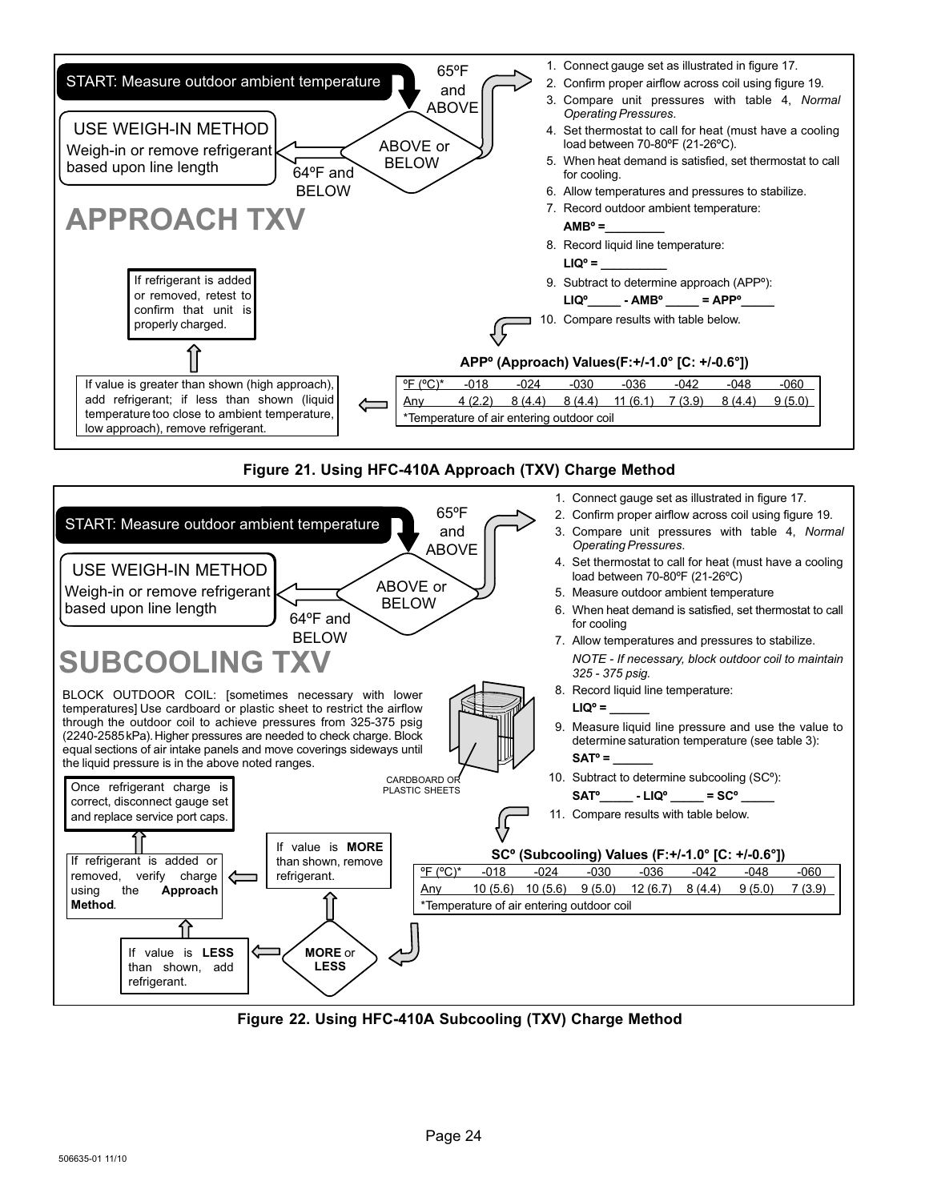START: Measure outdoor ambient temperature

65ºF and ABOVE

ABOVE or BELOW

64ºF and BELOW

**USE WEIGH-IN METHOD**

Weigh-in or remove refrigerant based upon line length

# APPROACH TXV

1. Connect gauge set as illustrated in figure 17.
2. Confirm proper airflow across coil using figure 19.
3. Compare unit pressures with table 4, *Normal Operating Pressures*.
4. Set thermostat to call for heat (must have a cooling load between 70-80ºF (21-26ºC).
5. When heat demand is satisfied, set thermostat to call for cooling.
6. Allow temperatures and pressures to stabilize.
7. Record outdoor ambient temperature:
   **AMBº =________**
8. Record liquid line temperature:
   **LIQº = __________**
9. Subtract to determine approach (APPº):
   **LIQº_____ - AMBº _____ = APPº_____**
10. Compare results with table below.

If refrigerant is added or removed, retest to confirm that unit is properly charged.

If value is greater than shown (high approach), add refrigerant; if less than shown (liquid temperature too close to ambient temperature, low approach), remove refrigerant.

**APPº (Approach) Values(F:+/-1.0° [C: +/-0.6°])**

| ºF (ºC)* | -018 | -024 | -030 | -036 | -042 | -048 | -060 |
|---|---|---|---|---|---|---|---|
| Any | 4 (2.2) | 8 (4.4) | 8 (4.4) | 11 (6.1) | 7 (3.9) | 8 (4.4) | 9 (5.0) |

*Temperature of air entering outdoor coil

**Figure 21. Using HFC-410A Approach (TXV) Charge Method**

START: Measure outdoor ambient temperature

65ºF and ABOVE

ABOVE or BELOW

64ºF and BELOW

**USE WEIGH-IN METHOD**

Weigh-in or remove refrigerant based upon line length

# SUBCOOLING TXV

BLOCK OUTDOOR COIL: [sometimes necessary with lower temperatures] Use cardboard or plastic sheet to restrict the airflow through the outdoor coil to achieve pressures from 325-375 psig (2240-2585 kPa). Higher pressures are needed to check charge. Block equal sections of air intake panels and move coverings sideways until the liquid pressure is in the above noted ranges.

CARDBOARD OR PLASTIC SHEETS

1. Connect gauge set as illustrated in figure 17.
2. Confirm proper airflow across coil using figure 19.
3. Compare unit pressures with table 4, *Normal Operating Pressures*.
4. Set thermostat to call for heat (must have a cooling load between 70-80ºF (21-26ºC)
5. Measure outdoor ambient temperature
6. When heat demand is satisfied, set thermostat to call for cooling
7. Allow temperatures and pressures to stabilize.
   *NOTE - If necessary, block outdoor coil to maintain 325 - 375 psig.*
8. Record liquid line temperature:
   **LIQº = ______**
9. Measure liquid line pressure and use the value to determine saturation temperature (see table 3):
   **SATº = ______**
10. Subtract to determine subcooling (SCº):
    **SATº_____ - LIQº _____ = SCº _____**
11. Compare results with table below.

Once refrigerant charge is correct, disconnect gauge set and replace service port caps.

If refrigerant is added or removed, verify charge using the **Approach Method**.

If value is **MORE** than shown, remove refrigerant.

**MORE** or **LESS**

If value is **LESS** than shown, add refrigerant.

**SCº (Subcooling) Values (F:+/-1.0° [C: +/-0.6°])**

| ºF (ºC)* | -018 | -024 | -030 | -036 | -042 | -048 | -060 |
|---|---|---|---|---|---|---|---|
| Any | 10 (5.6) | 10 (5.6) | 9 (5.0) | 12 (6.7) | 8 (4.4) | 9 (5.0) | 7 (3.9) |

*Temperature of air entering outdoor coil

**Figure 22. Using HFC-410A Subcooling (TXV) Charge Method**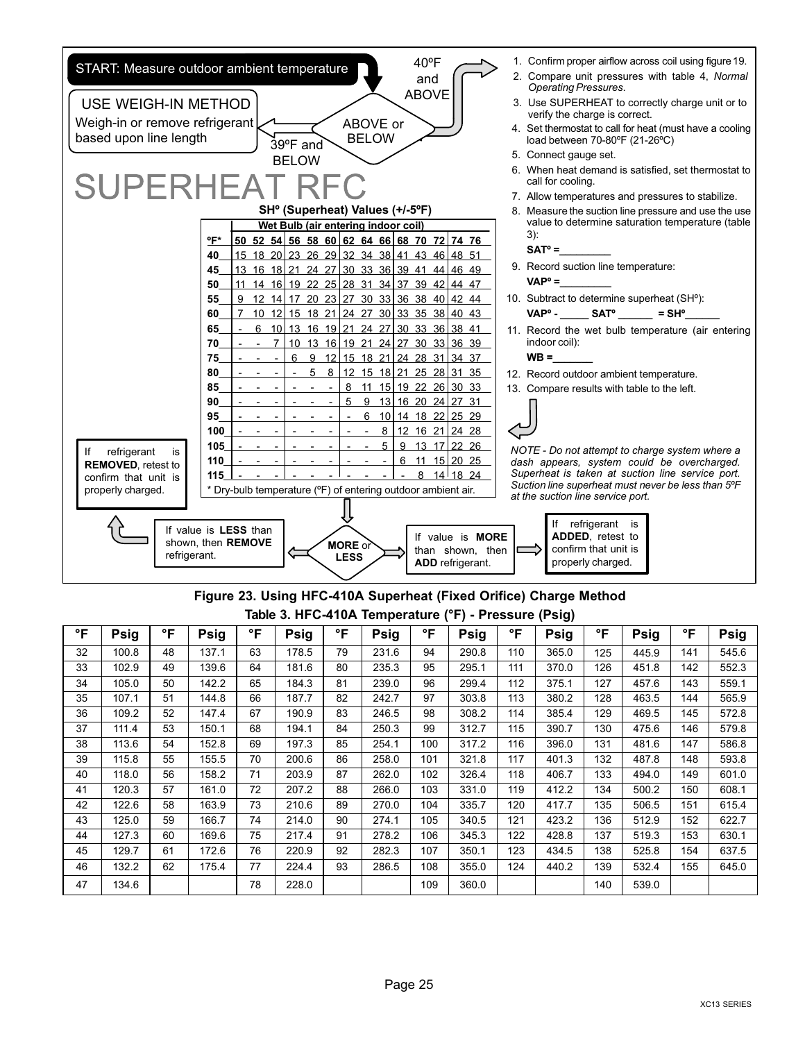START: Measure outdoor ambient temperature

ABOVE or BELOW

40ºF and ABOVE

39ºF and BELOW

USE WEIGH-IN METHOD

Weigh-in or remove refrigerant based upon line length

# SUPERHEAT RFC

**SHº (Superheat) Values (+/-5ºF)**

| ºF* | Wet Bulb (air entering indoor coil) | | | | | | | | | | | | | |
|---|---|---|---|---|---|---|---|---|---|---|---|---|---|---|
| | 50 | 52 | 54 | 56 | 58 | 60 | 62 | 64 | 66 | 68 | 70 | 72 | 74 | 76 |
| 40 | 15 | 18 | 20 | 23 | 26 | 29 | 32 | 34 | 38 | 41 | 43 | 46 | 48 | 51 |
| 45 | 13 | 16 | 18 | 21 | 24 | 27 | 30 | 33 | 36 | 39 | 41 | 44 | 46 | 49 |
| 50 | 11 | 14 | 16 | 19 | 22 | 25 | 28 | 31 | 34 | 37 | 39 | 42 | 44 | 47 |
| 55 | 9 | 12 | 14 | 17 | 20 | 23 | 27 | 30 | 33 | 36 | 38 | 40 | 42 | 44 |
| 60 | 7 | 10 | 12 | 15 | 18 | 21 | 24 | 27 | 30 | 33 | 35 | 38 | 40 | 43 |
| 65 | - | 6 | 10 | 13 | 16 | 19 | 21 | 24 | 27 | 30 | 33 | 36 | 38 | 41 |
| 70 | - | - | 7 | 10 | 13 | 16 | 19 | 21 | 24 | 27 | 30 | 33 | 36 | 39 |
| 75 | - | - | - | 6 | 9 | 12 | 15 | 18 | 21 | 24 | 28 | 31 | 34 | 37 |
| 80 | - | - | - | - | 5 | 8 | 12 | 15 | 18 | 21 | 25 | 28 | 31 | 35 |
| 85 | - | - | - | - | - | - | 8 | 11 | 15 | 19 | 22 | 26 | 30 | 33 |
| 90 | - | - | - | - | - | - | 5 | 9 | 13 | 16 | 20 | 24 | 27 | 31 |
| 95 | - | - | - | - | - | - | - | 6 | 10 | 14 | 18 | 22 | 25 | 29 |
| 100 | - | - | - | - | - | - | - | - | 8 | 12 | 16 | 21 | 24 | 28 |
| 105 | - | - | - | - | - | - | - | - | 5 | 9 | 13 | 17 | 22 | 26 |
| 110 | - | - | - | - | - | - | - | - | - | 6 | 11 | 15 | 20 | 25 |
| 115 | - | - | - | - | - | - | - | - | - | - | 8 | 14 | 18 | 24 |

\* Dry-bulb temperature (ºF) of entering outdoor ambient air.

1. Confirm proper airflow across coil using figure 19.
2. Compare unit pressures with table 4, *Normal Operating Pressures*.
3. Use SUPERHEAT to correctly charge unit or to verify the charge is correct.
4. Set thermostat to call for heat (must have a cooling load between 70-80ºF (21-26ºC)
5. Connect gauge set.
6. When heat demand is satisfied, set thermostat to call for cooling.
7. Allow temperatures and pressures to stabilize.
8. Measure the suction line pressure and use the use value to determine saturation temperature (table 3):
   **SATº =_________**
9. Record suction line temperature:
   **VAPº =_________**
10. Subtract to determine superheat (SHº):
    **VAPº - _____ SATº ______ = SHº______**
11. Record the wet bulb temperature (air entering indoor coil):
    **WB =_______**
12. Record outdoor ambient temperature.
13. Compare results with table to the left.

*NOTE - Do not attempt to charge system where a dash appears, system could be overcharged. Superheat is taken at suction line service port. Suction line superheat must never be less than 5ºF at the suction line service port.*

**MORE** or **LESS**

If value is **LESS** than shown, then **REMOVE** refrigerant.

If value is **MORE** than shown, then **ADD** refrigerant.

If refrigerant is **REMOVED**, retest to confirm that unit is properly charged.

If refrigerant is **ADDED**, retest to confirm that unit is properly charged.

**Figure 23. Using HFC-410A Superheat (Fixed Orifice) Charge Method**

**Table 3. HFC-410A Temperature (°F) - Pressure (Psig)**

| °F | Psig | °F | Psig | °F | Psig | °F | Psig | °F | Psig | °F | Psig | °F | Psig | °F | Psig |
|---|---|---|---|---|---|---|---|---|---|---|---|---|---|---|---|
| 32 | 100.8 | 48 | 137.1 | 63 | 178.5 | 79 | 231.6 | 94 | 290.8 | 110 | 365.0 | 125 | 445.9 | 141 | 545.6 |
| 33 | 102.9 | 49 | 139.6 | 64 | 181.6 | 80 | 235.3 | 95 | 295.1 | 111 | 370.0 | 126 | 451.8 | 142 | 552.3 |
| 34 | 105.0 | 50 | 142.2 | 65 | 184.3 | 81 | 239.0 | 96 | 299.4 | 112 | 375.1 | 127 | 457.6 | 143 | 559.1 |
| 35 | 107.1 | 51 | 144.8 | 66 | 187.7 | 82 | 242.7 | 97 | 303.8 | 113 | 380.2 | 128 | 463.5 | 144 | 565.9 |
| 36 | 109.2 | 52 | 147.4 | 67 | 190.9 | 83 | 246.5 | 98 | 308.2 | 114 | 385.4 | 129 | 469.5 | 145 | 572.8 |
| 37 | 111.4 | 53 | 150.1 | 68 | 194.1 | 84 | 250.3 | 99 | 312.7 | 115 | 390.7 | 130 | 475.6 | 146 | 579.8 |
| 38 | 113.6 | 54 | 152.8 | 69 | 197.3 | 85 | 254.1 | 100 | 317.2 | 116 | 396.0 | 131 | 481.6 | 147 | 586.8 |
| 39 | 115.8 | 55 | 155.5 | 70 | 200.6 | 86 | 258.0 | 101 | 321.8 | 117 | 401.3 | 132 | 487.8 | 148 | 593.8 |
| 40 | 118.0 | 56 | 158.2 | 71 | 203.9 | 87 | 262.0 | 102 | 326.4 | 118 | 406.7 | 133 | 494.0 | 149 | 601.0 |
| 41 | 120.3 | 57 | 161.0 | 72 | 207.2 | 88 | 266.0 | 103 | 331.0 | 119 | 412.2 | 134 | 500.2 | 150 | 608.1 |
| 42 | 122.6 | 58 | 163.9 | 73 | 210.6 | 89 | 270.0 | 104 | 335.7 | 120 | 417.7 | 135 | 506.5 | 151 | 615.4 |
| 43 | 125.0 | 59 | 166.7 | 74 | 214.0 | 90 | 274.1 | 105 | 340.5 | 121 | 423.2 | 136 | 512.9 | 152 | 622.7 |
| 44 | 127.3 | 60 | 169.6 | 75 | 217.4 | 91 | 278.2 | 106 | 345.3 | 122 | 428.8 | 137 | 519.3 | 153 | 630.1 |
| 45 | 129.7 | 61 | 172.6 | 76 | 220.9 | 92 | 282.3 | 107 | 350.1 | 123 | 434.5 | 138 | 525.8 | 154 | 637.5 |
| 46 | 132.2 | 62 | 175.4 | 77 | 224.4 | 93 | 286.5 | 108 | 355.0 | 124 | 440.2 | 139 | 532.4 | 155 | 645.0 |
| 47 | 134.6 | | | 78 | 228.0 | | | 109 | 360.0 | | | 140 | 539.0 | | |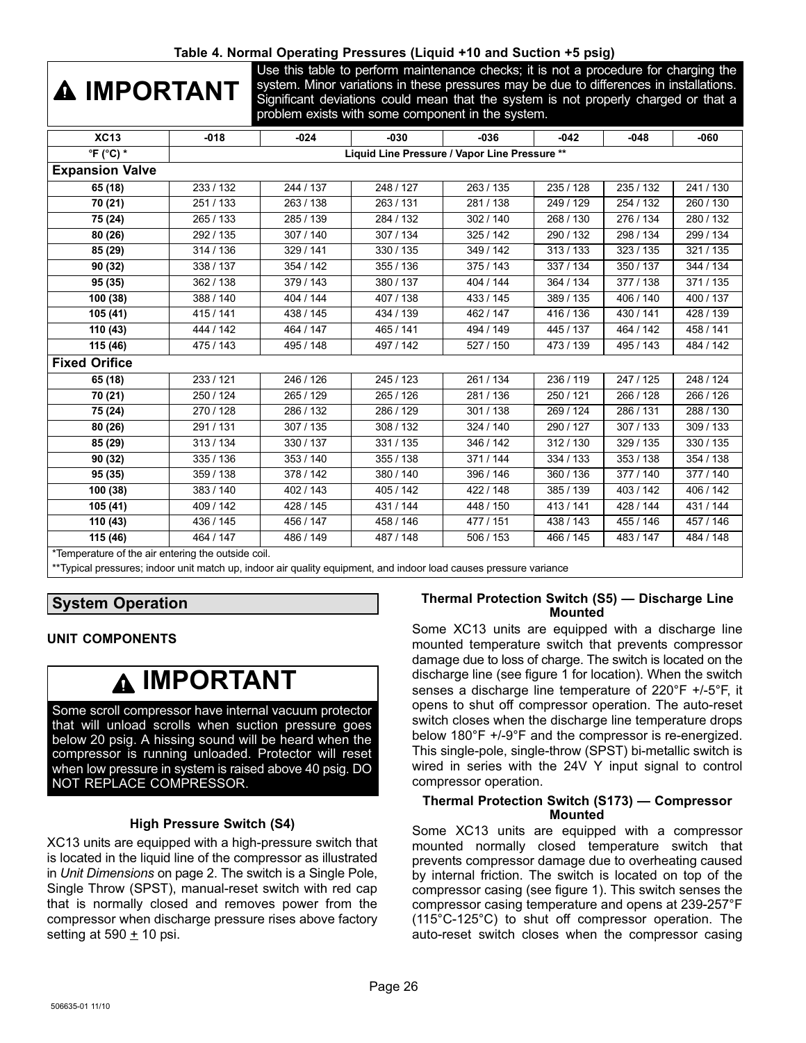**Table 4. Normal Operating Pressures (Liquid +10 and Suction +5 psig)**

**⚠ IMPORTANT**

Use this table to perform maintenance checks; it is not a procedure for charging the system. Minor variations in these pressures may be due to differences in installations. Significant deviations could mean that the system is not properly charged or that a problem exists with some component in the system.

| XC13 | -018 | -024 | -030 | -036 | -042 | -048 | -060 |
|---|---|---|---|---|---|---|---|
| °F (°C) * | Liquid Line Pressure / Vapor Line Pressure ** | | | | | | |
| **Expansion Valve** | | | | | | | |
| 65 (18) | 233 / 132 | 244 / 137 | 248 / 127 | 263 / 135 | 235 / 128 | 235 / 132 | 241 / 130 |
| 70 (21) | 251 / 133 | 263 / 138 | 263 / 131 | 281 / 138 | 249 / 129 | 254 / 132 | 260 / 130 |
| 75 (24) | 265 / 133 | 285 / 139 | 284 / 132 | 302 / 140 | 268 / 130 | 276 / 134 | 280 / 132 |
| 80 (26) | 292 / 135 | 307 / 140 | 307 / 134 | 325 / 142 | 290 / 132 | 298 / 134 | 299 / 134 |
| 85 (29) | 314 / 136 | 329 / 141 | 330 / 135 | 349 / 142 | 313 / 133 | 323 / 135 | 321 / 135 |
| 90 (32) | 338 / 137 | 354 / 142 | 355 / 136 | 375 / 143 | 337 / 134 | 350 / 137 | 344 / 134 |
| 95 (35) | 362 / 138 | 379 / 143 | 380 / 137 | 404 / 144 | 364 / 134 | 377 / 138 | 371 / 135 |
| 100 (38) | 388 / 140 | 404 / 144 | 407 / 138 | 433 / 145 | 389 / 135 | 406 / 140 | 400 / 137 |
| 105 (41) | 415 / 141 | 438 / 145 | 434 / 139 | 462 / 147 | 416 / 136 | 430 / 141 | 428 / 139 |
| 110 (43) | 444 / 142 | 464 / 147 | 465 / 141 | 494 / 149 | 445 / 137 | 464 / 142 | 458 / 141 |
| 115 (46) | 475 / 143 | 495 / 148 | 497 / 142 | 527 / 150 | 473 / 139 | 495 / 143 | 484 / 142 |
| **Fixed Orifice** | | | | | | | |
| 65 (18) | 233 / 121 | 246 / 126 | 245 / 123 | 261 / 134 | 236 / 119 | 247 / 125 | 248 / 124 |
| 70 (21) | 250 / 124 | 265 / 129 | 265 / 126 | 281 / 136 | 250 / 121 | 266 / 128 | 266 / 126 |
| 75 (24) | 270 / 128 | 286 / 132 | 286 / 129 | 301 / 138 | 269 / 124 | 286 / 131 | 288 / 130 |
| 80 (26) | 291 / 131 | 307 / 135 | 308 / 132 | 324 / 140 | 290 / 127 | 307 / 133 | 309 / 133 |
| 85 (29) | 313 / 134 | 330 / 137 | 331 / 135 | 346 / 142 | 312 / 130 | 329 / 135 | 330 / 135 |
| 90 (32) | 335 / 136 | 353 / 140 | 355 / 138 | 371 / 144 | 334 / 133 | 353 / 138 | 354 / 138 |
| 95 (35) | 359 / 138 | 378 / 142 | 380 / 140 | 396 / 146 | 360 / 136 | 377 / 140 | 377 / 140 |
| 100 (38) | 383 / 140 | 402 / 143 | 405 / 142 | 422 / 148 | 385 / 139 | 403 / 142 | 406 / 142 |
| 105 (41) | 409 / 142 | 428 / 145 | 431 / 144 | 448 / 150 | 413 / 141 | 428 / 144 | 431 / 144 |
| 110 (43) | 436 / 145 | 456 / 147 | 458 / 146 | 477 / 151 | 438 / 143 | 455 / 146 | 457 / 146 |
| 115 (46) | 464 / 147 | 486 / 149 | 487 / 148 | 506 / 153 | 466 / 145 | 483 / 147 | 484 / 148 |

*Temperature of the air entering the outside coil.

**Typical pressures; indoor unit match up, indoor air quality equipment, and indoor load causes pressure variance

## System Operation

### UNIT COMPONENTS

**⚠ IMPORTANT**

Some scroll compressor have internal vacuum protector that will unload scrolls when suction pressure goes below 20 psig. A hissing sound will be heard when the compressor is running unloaded. Protector will reset when low pressure in system is raised above 40 psig. DO NOT REPLACE COMPRESSOR.

#### High Pressure Switch (S4)

XC13 units are equipped with a high-pressure switch that is located in the liquid line of the compressor as illustrated in *Unit Dimensions* on page 2. The switch is a Single Pole, Single Throw (SPST), manual-reset switch with red cap that is normally closed and removes power from the compressor when discharge pressure rises above factory setting at 590 ± 10 psi.

#### Thermal Protection Switch (S5) — Discharge Line Mounted

Some XC13 units are equipped with a discharge line mounted temperature switch that prevents compressor damage due to loss of charge. The switch is located on the discharge line (see figure 1 for location). When the switch senses a discharge line temperature of 220°F +/-5°F, it opens to shut off compressor operation. The auto-reset switch closes when the discharge line temperature drops below 180°F +/-9°F and the compressor is re-energized. This single-pole, single-throw (SPST) bi-metallic switch is wired in series with the 24V Y input signal to control compressor operation.

#### Thermal Protection Switch (S173) — Compressor Mounted

Some XC13 units are equipped with a compressor mounted normally closed temperature switch that prevents compressor damage due to overheating caused by internal friction. The switch is located on top of the compressor casing (see figure 1). This switch senses the compressor casing temperature and opens at 239-257°F (115°C-125°C) to shut off compressor operation. The auto-reset switch closes when the compressor casing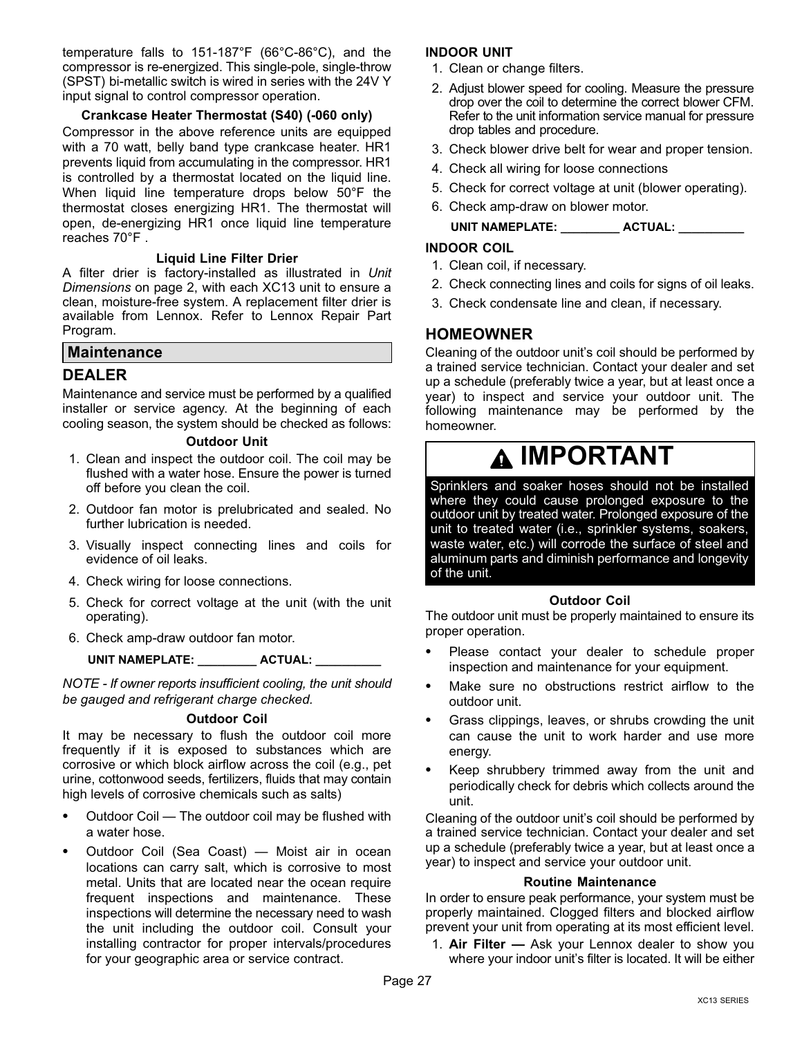temperature falls to 151-187°F (66°C-86°C), and the compressor is re-energized. This single-pole, single-throw (SPST) bi-metallic switch is wired in series with the 24V Y input signal to control compressor operation.

**Crankcase Heater Thermostat (S40) (-060 only)**

Compressor in the above reference units are equipped with a 70 watt, belly band type crankcase heater. HR1 prevents liquid from accumulating in the compressor. HR1 is controlled by a thermostat located on the liquid line. When liquid line temperature drops below 50°F the thermostat closes energizing HR1. The thermostat will open, de-energizing HR1 once liquid line temperature reaches 70°F .

**Liquid Line Filter Drier**

A filter drier is factory-installed as illustrated in *Unit Dimensions* on page 2, with each XC13 unit to ensure a clean, moisture-free system. A replacement filter drier is available from Lennox. Refer to Lennox Repair Part Program.

## Maintenance

### DEALER

Maintenance and service must be performed by a qualified installer or service agency. At the beginning of each cooling season, the system should be checked as follows:

**Outdoor Unit**

1. Clean and inspect the outdoor coil. The coil may be flushed with a water hose. Ensure the power is turned off before you clean the coil.
2. Outdoor fan motor is prelubricated and sealed. No further lubrication is needed.
3. Visually inspect connecting lines and coils for evidence of oil leaks.
4. Check wiring for loose connections.
5. Check for correct voltage at the unit (with the unit operating).
6. Check amp-draw outdoor fan motor.

   UNIT NAMEPLATE: _________ ACTUAL: __________

*NOTE - If owner reports insufficient cooling, the unit should be gauged and refrigerant charge checked.*

**Outdoor Coil**

It may be necessary to flush the outdoor coil more frequently if it is exposed to substances which are corrosive or which block airflow across the coil (e.g., pet urine, cottonwood seeds, fertilizers, fluids that may contain high levels of corrosive chemicals such as salts)

- Outdoor Coil — The outdoor coil may be flushed with a water hose.
- Outdoor Coil (Sea Coast) — Moist air in ocean locations can carry salt, which is corrosive to most metal. Units that are located near the ocean require frequent inspections and maintenance. These inspections will determine the necessary need to wash the unit including the outdoor coil. Consult your installing contractor for proper intervals/procedures for your geographic area or service contract.

**INDOOR UNIT**

1. Clean or change filters.
2. Adjust blower speed for cooling. Measure the pressure drop over the coil to determine the correct blower CFM. Refer to the unit information service manual for pressure drop tables and procedure.
3. Check blower drive belt for wear and proper tension.
4. Check all wiring for loose connections
5. Check for correct voltage at unit (blower operating).
6. Check amp-draw on blower motor.

   UNIT NAMEPLATE: _________ ACTUAL: __________

**INDOOR COIL**

1. Clean coil, if necessary.
2. Check connecting lines and coils for signs of oil leaks.
3. Check condensate line and clean, if necessary.

### HOMEOWNER

Cleaning of the outdoor unit's coil should be performed by a trained service technician. Contact your dealer and set up a schedule (preferably twice a year, but at least once a year) to inspect and service your outdoor unit. The following maintenance may be performed by the homeowner.

**IMPORTANT**

Sprinklers and soaker hoses should not be installed where they could cause prolonged exposure to the outdoor unit by treated water. Prolonged exposure of the unit to treated water (i.e., sprinkler systems, soakers, waste water, etc.) will corrode the surface of steel and aluminum parts and diminish performance and longevity of the unit.

**Outdoor Coil**

The outdoor unit must be properly maintained to ensure its proper operation.

- Please contact your dealer to schedule proper inspection and maintenance for your equipment.
- Make sure no obstructions restrict airflow to the outdoor unit.
- Grass clippings, leaves, or shrubs crowding the unit can cause the unit to work harder and use more energy.
- Keep shrubbery trimmed away from the unit and periodically check for debris which collects around the unit.

Cleaning of the outdoor unit's coil should be performed by a trained service technician. Contact your dealer and set up a schedule (preferably twice a year, but at least once a year) to inspect and service your outdoor unit.

**Routine Maintenance**

In order to ensure peak performance, your system must be properly maintained. Clogged filters and blocked airflow prevent your unit from operating at its most efficient level.

1. **Air Filter —** Ask your Lennox dealer to show you where your indoor unit's filter is located. It will be either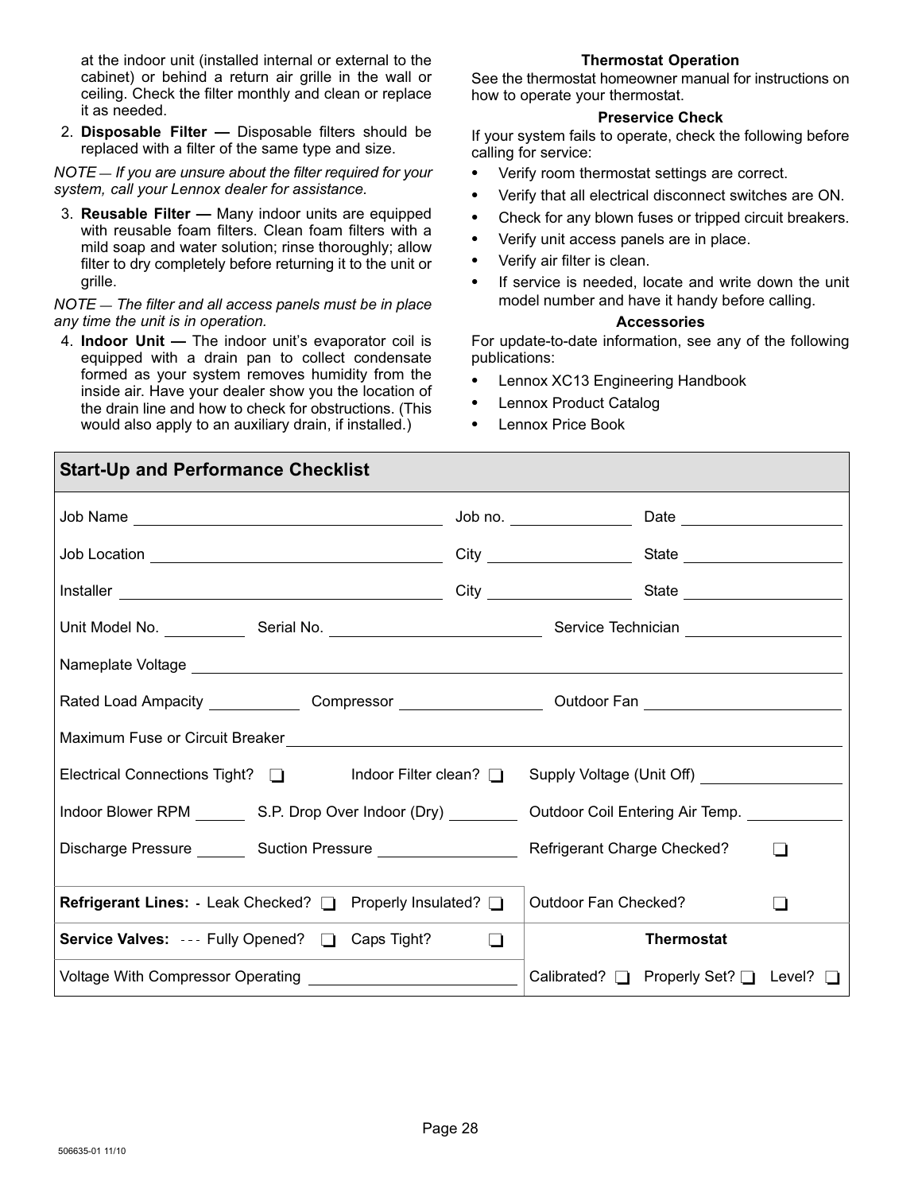at the indoor unit (installed internal or external to the cabinet) or behind a return air grille in the wall or ceiling. Check the filter monthly and clean or replace it as needed.

2. **Disposable Filter —** Disposable filters should be replaced with a filter of the same type and size.

*NOTE — If you are unsure about the filter required for your system, call your Lennox dealer for assistance.*

3. **Reusable Filter —** Many indoor units are equipped with reusable foam filters. Clean foam filters with a mild soap and water solution; rinse thoroughly; allow filter to dry completely before returning it to the unit or grille.

*NOTE — The filter and all access panels must be in place any time the unit is in operation.*

4. **Indoor Unit —** The indoor unit's evaporator coil is equipped with a drain pan to collect condensate formed as your system removes humidity from the inside air. Have your dealer show you the location of the drain line and how to check for obstructions. (This would also apply to an auxiliary drain, if installed.)

### Thermostat Operation

See the thermostat homeowner manual for instructions on how to operate your thermostat.

### Preservice Check

If your system fails to operate, check the following before calling for service:

- Verify room thermostat settings are correct.
- Verify that all electrical disconnect switches are ON.
- Check for any blown fuses or tripped circuit breakers.
- Verify unit access panels are in place.
- Verify air filter is clean.
- If service is needed, locate and write down the unit model number and have it handy before calling.

### Accessories

For update-to-date information, see any of the following publications:

- Lennox XC13 Engineering Handbook
- Lennox Product Catalog
- Lennox Price Book

## Start-Up and Performance Checklist

Job Name ________ Job no. ________ Date ________

Job Location ________ City ________ State ________

Installer ________ City ________ State ________

Unit Model No. ________ Serial No. ________ Service Technician ________

Nameplate Voltage ________

Rated Load Ampacity ________ Compressor ________ Outdoor Fan ________

Maximum Fuse or Circuit Breaker ________

Electrical Connections Tight? ❑ Indoor Filter clean? ❑ Supply Voltage (Unit Off) ________

Indoor Blower RPM ________ S.P. Drop Over Indoor (Dry) ________ Outdoor Coil Entering Air Temp. ________

Discharge Pressure ________ Suction Pressure ________ Refrigerant Charge Checked? ❑

**Refrigerant Lines:** - Leak Checked? ❑ Properly Insulated? ❑ Outdoor Fan Checked? ❑

**Service Valves:** --- Fully Opened? ❑ Caps Tight? ❑

**Thermostat**

Voltage With Compressor Operating ________ Calibrated? ❑ Properly Set? ❑ Level? ❑

506635-01 11/10